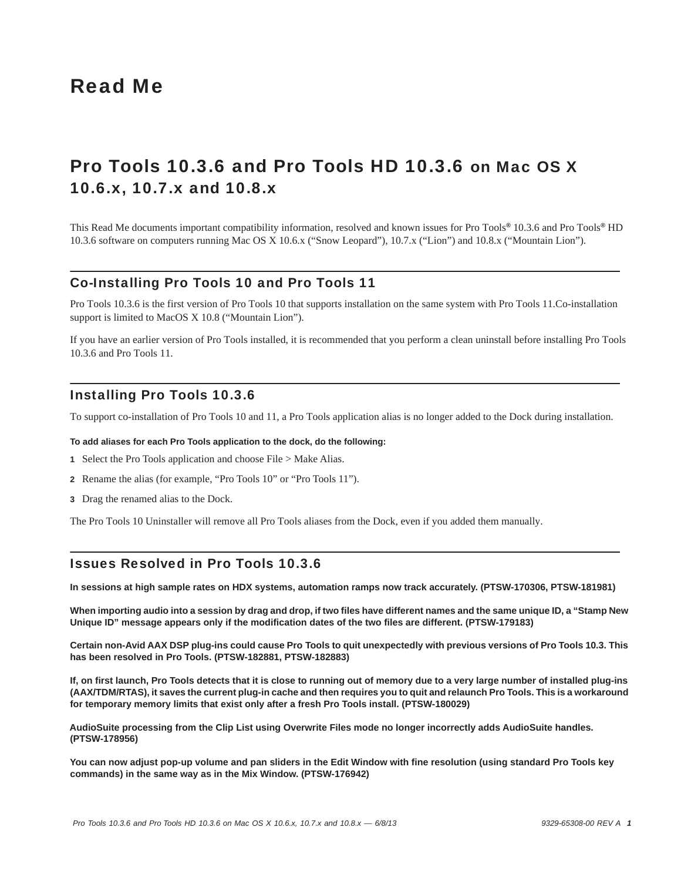# Read Me

## Pro Tools 10.3.6 and Pro Tools HD 10.3.6 on Mac OS X 10.6.x, 10.7.x and 10.8.x

This Read Me documents important compatibility information, resolved and known issues for Pro Tools® 10.3.6 and Pro Tools® HD 10.3.6 software on computers running Mac OS X 10.6.x (“Snow Leopard”), 10.7.x (“Lion”) and 10.8.x (“Mountain Lion”).

### Co-Installing Pro Tools 10 and Pro Tools 11

Pro Tools 10.3.6 is the first version of Pro Tools 10 that supports installation on the same system with Pro Tools 11.Co-installation support is limited to MacOS X 10.8 (“Mountain Lion”).

If you have an earlier version of Pro Tools installed, it is recommended that you perform a clean uninstall before installing Pro Tools 10.3.6 and Pro Tools 11.

### Installing Pro Tools 10.3.6

To support co-installation of Pro Tools 10 and 11, a Pro Tools application alias is no longer added to the Dock during installation.

**To add aliases for each Pro Tools application to the dock, do the following:**

1. Select the Pro Tools application and choose File > Make Alias.
2. Rename the alias (for example, “Pro Tools 10” or “Pro Tools 11”).
3. Drag the renamed alias to the Dock.

The Pro Tools 10 Uninstaller will remove all Pro Tools aliases from the Dock, even if you added them manually.

### Issues Resolved in Pro Tools 10.3.6

**In sessions at high sample rates on HDX systems, automation ramps now track accurately. (PTSW-170306, PTSW-181981)**

**When importing audio into a session by drag and drop, if two files have different names and the same unique ID, a “Stamp New Unique ID” message appears only if the modification dates of the two files are different. (PTSW-179183)**

**Certain non-Avid AAX DSP plug-ins could cause Pro Tools to quit unexpectedly with previous versions of Pro Tools 10.3. This has been resolved in Pro Tools. (PTSW-182881, PTSW-182883)**

**If, on first launch, Pro Tools detects that it is close to running out of memory due to a very large number of installed plug-ins (AAX/TDM/RTAS), it saves the current plug-in cache and then requires you to quit and relaunch Pro Tools. This is a workaround for temporary memory limits that exist only after a fresh Pro Tools install. (PTSW-180029)**

**AudioSuite processing from the Clip List using Overwrite Files mode no longer incorrectly adds AudioSuite handles. (PTSW-178956)**

**You can now adjust pop-up volume and pan sliders in the Edit Window with fine resolution (using standard Pro Tools key commands) in the same way as in the Mix Window. (PTSW-176942)**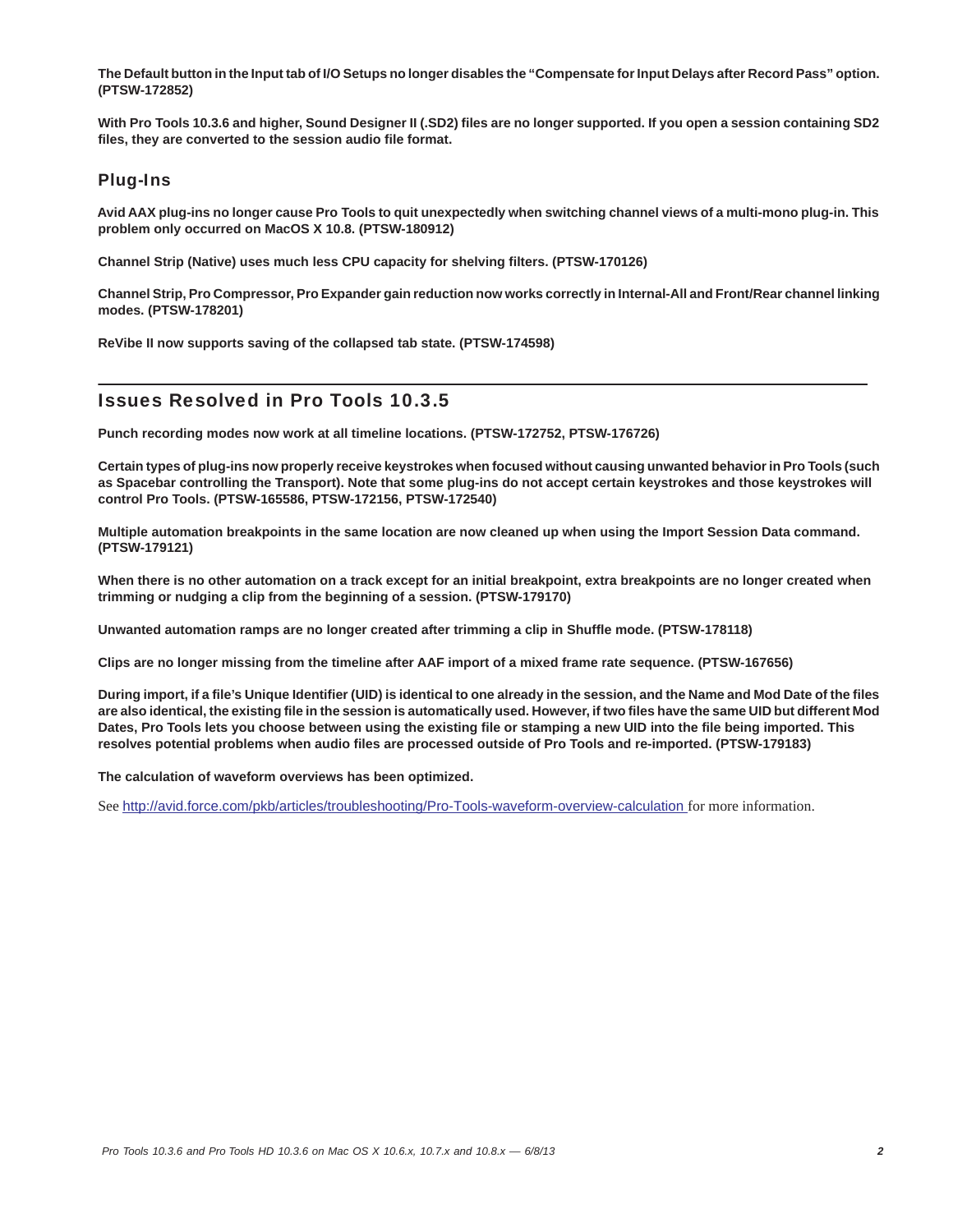**The Default button in the Input tab of I/O Setups no longer disables the "Compensate for Input Delays after Record Pass" option. (PTSW-172852)**

**With Pro Tools 10.3.6 and higher, Sound Designer II (.SD2) files are no longer supported. If you open a session containing SD2 files, they are converted to the session audio file format.**

### Plug-Ins

**Avid AAX plug-ins no longer cause Pro Tools to quit unexpectedly when switching channel views of a multi-mono plug-in. This problem only occurred on MacOS X 10.8. (PTSW-180912)**

**Channel Strip (Native) uses much less CPU capacity for shelving filters. (PTSW-170126)**

**Channel Strip, Pro Compressor, Pro Expander gain reduction now works correctly in Internal-All and Front/Rear channel linking modes. (PTSW-178201)**

**ReVibe II now supports saving of the collapsed tab state. (PTSW-174598)**

## Issues Resolved in Pro Tools 10.3.5

**Punch recording modes now work at all timeline locations. (PTSW-172752, PTSW-176726)**

**Certain types of plug-ins now properly receive keystrokes when focused without causing unwanted behavior in Pro Tools (such as Spacebar controlling the Transport). Note that some plug-ins do not accept certain keystrokes and those keystrokes will control Pro Tools. (PTSW-165586, PTSW-172156, PTSW-172540)**

**Multiple automation breakpoints in the same location are now cleaned up when using the Import Session Data command. (PTSW-179121)**

**When there is no other automation on a track except for an initial breakpoint, extra breakpoints are no longer created when trimming or nudging a clip from the beginning of a session. (PTSW-179170)**

**Unwanted automation ramps are no longer created after trimming a clip in Shuffle mode. (PTSW-178118)**

**Clips are no longer missing from the timeline after AAF import of a mixed frame rate sequence. (PTSW-167656)**

**During import, if a file's Unique Identifier (UID) is identical to one already in the session, and the Name and Mod Date of the files are also identical, the existing file in the session is automatically used. However, if two files have the same UID but different Mod Dates, Pro Tools lets you choose between using the existing file or stamping a new UID into the file being imported. This resolves potential problems when audio files are processed outside of Pro Tools and re-imported. (PTSW-179183)**

**The calculation of waveform overviews has been optimized.**

See http://avid.force.com/pkb/articles/troubleshooting/Pro-Tools-waveform-overview-calculation for more information.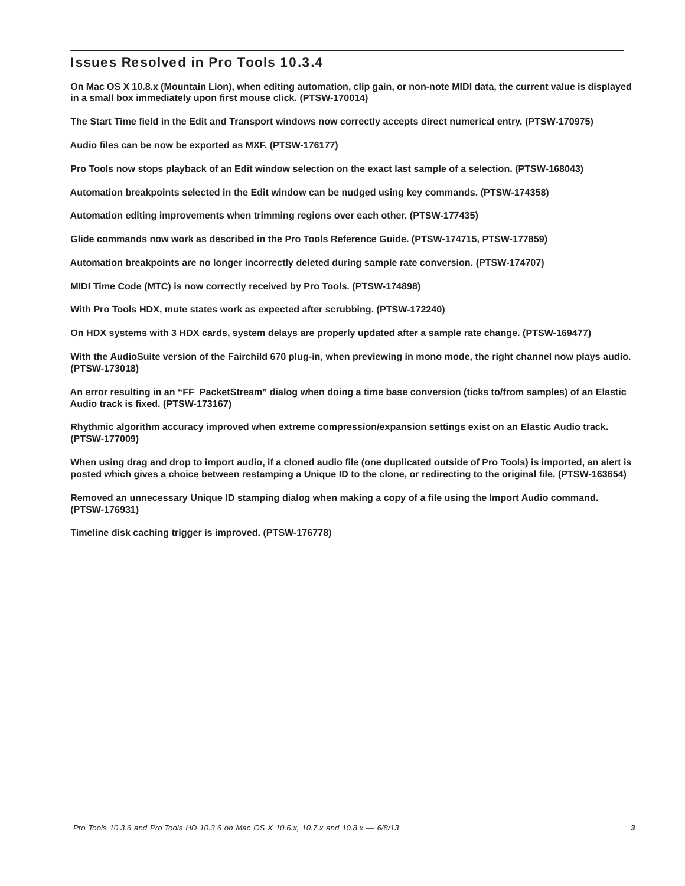## Issues Resolved in Pro Tools 10.3.4

**On Mac OS X 10.8.x (Mountain Lion), when editing automation, clip gain, or non-note MIDI data, the current value is displayed in a small box immediately upon first mouse click. (PTSW-170014)**

**The Start Time field in the Edit and Transport windows now correctly accepts direct numerical entry. (PTSW-170975)**

**Audio files can be now be exported as MXF. (PTSW-176177)**

**Pro Tools now stops playback of an Edit window selection on the exact last sample of a selection. (PTSW-168043)**

**Automation breakpoints selected in the Edit window can be nudged using key commands. (PTSW-174358)**

**Automation editing improvements when trimming regions over each other. (PTSW-177435)**

**Glide commands now work as described in the Pro Tools Reference Guide. (PTSW-174715, PTSW-177859)**

**Automation breakpoints are no longer incorrectly deleted during sample rate conversion. (PTSW-174707)**

**MIDI Time Code (MTC) is now correctly received by Pro Tools. (PTSW-174898)**

**With Pro Tools HDX, mute states work as expected after scrubbing. (PTSW-172240)**

**On HDX systems with 3 HDX cards, system delays are properly updated after a sample rate change. (PTSW-169477)**

**With the AudioSuite version of the Fairchild 670 plug-in, when previewing in mono mode, the right channel now plays audio. (PTSW-173018)**

**An error resulting in an “FF_PacketStream” dialog when doing a time base conversion (ticks to/from samples) of an Elastic Audio track is fixed. (PTSW-173167)**

**Rhythmic algorithm accuracy improved when extreme compression/expansion settings exist on an Elastic Audio track. (PTSW-177009)**

**When using drag and drop to import audio, if a cloned audio file (one duplicated outside of Pro Tools) is imported, an alert is posted which gives a choice between restamping a Unique ID to the clone, or redirecting to the original file. (PTSW-163654)**

**Removed an unnecessary Unique ID stamping dialog when making a copy of a file using the Import Audio command. (PTSW-176931)**

**Timeline disk caching trigger is improved. (PTSW-176778)**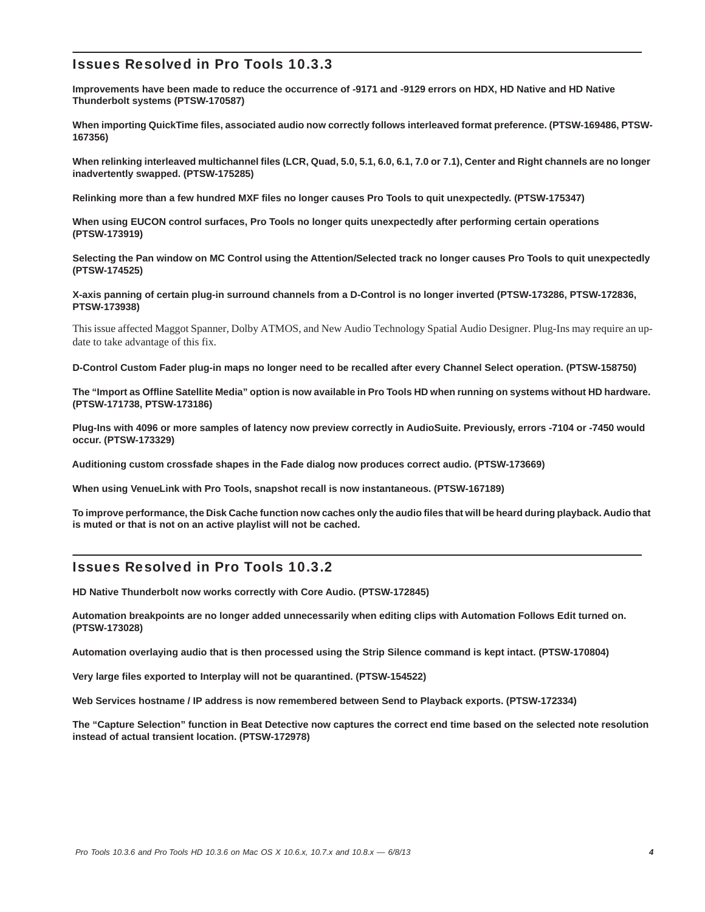## Issues Resolved in Pro Tools 10.3.3

**Improvements have been made to reduce the occurrence of -9171 and -9129 errors on HDX, HD Native and HD Native Thunderbolt systems (PTSW-170587)**

**When importing QuickTime files, associated audio now correctly follows interleaved format preference. (PTSW-169486, PTSW-167356)**

**When relinking interleaved multichannel files (LCR, Quad, 5.0, 5.1, 6.0, 6.1, 7.0 or 7.1), Center and Right channels are no longer inadvertently swapped. (PTSW-175285)**

**Relinking more than a few hundred MXF files no longer causes Pro Tools to quit unexpectedly. (PTSW-175347)**

**When using EUCON control surfaces, Pro Tools no longer quits unexpectedly after performing certain operations (PTSW-173919)**

**Selecting the Pan window on MC Control using the Attention/Selected track no longer causes Pro Tools to quit unexpectedly (PTSW-174525)**

**X-axis panning of certain plug-in surround channels from a D-Control is no longer inverted (PTSW-173286, PTSW-172836, PTSW-173938)**

This issue affected Maggot Spanner, Dolby ATMOS, and New Audio Technology Spatial Audio Designer. Plug-Ins may require an update to take advantage of this fix.

**D-Control Custom Fader plug-in maps no longer need to be recalled after every Channel Select operation. (PTSW-158750)**

**The "Import as Offline Satellite Media" option is now available in Pro Tools HD when running on systems without HD hardware. (PTSW-171738, PTSW-173186)**

**Plug-Ins with 4096 or more samples of latency now preview correctly in AudioSuite. Previously, errors -7104 or -7450 would occur. (PTSW-173329)**

**Auditioning custom crossfade shapes in the Fade dialog now produces correct audio. (PTSW-173669)**

**When using VenueLink with Pro Tools, snapshot recall is now instantaneous. (PTSW-167189)**

**To improve performance, the Disk Cache function now caches only the audio files that will be heard during playback. Audio that is muted or that is not on an active playlist will not be cached.**

## Issues Resolved in Pro Tools 10.3.2

**HD Native Thunderbolt now works correctly with Core Audio. (PTSW-172845)**

**Automation breakpoints are no longer added unnecessarily when editing clips with Automation Follows Edit turned on. (PTSW-173028)**

**Automation overlaying audio that is then processed using the Strip Silence command is kept intact. (PTSW-170804)**

**Very large files exported to Interplay will not be quarantined. (PTSW-154522)**

**Web Services hostname / IP address is now remembered between Send to Playback exports. (PTSW-172334)**

**The "Capture Selection" function in Beat Detective now captures the correct end time based on the selected note resolution instead of actual transient location. (PTSW-172978)**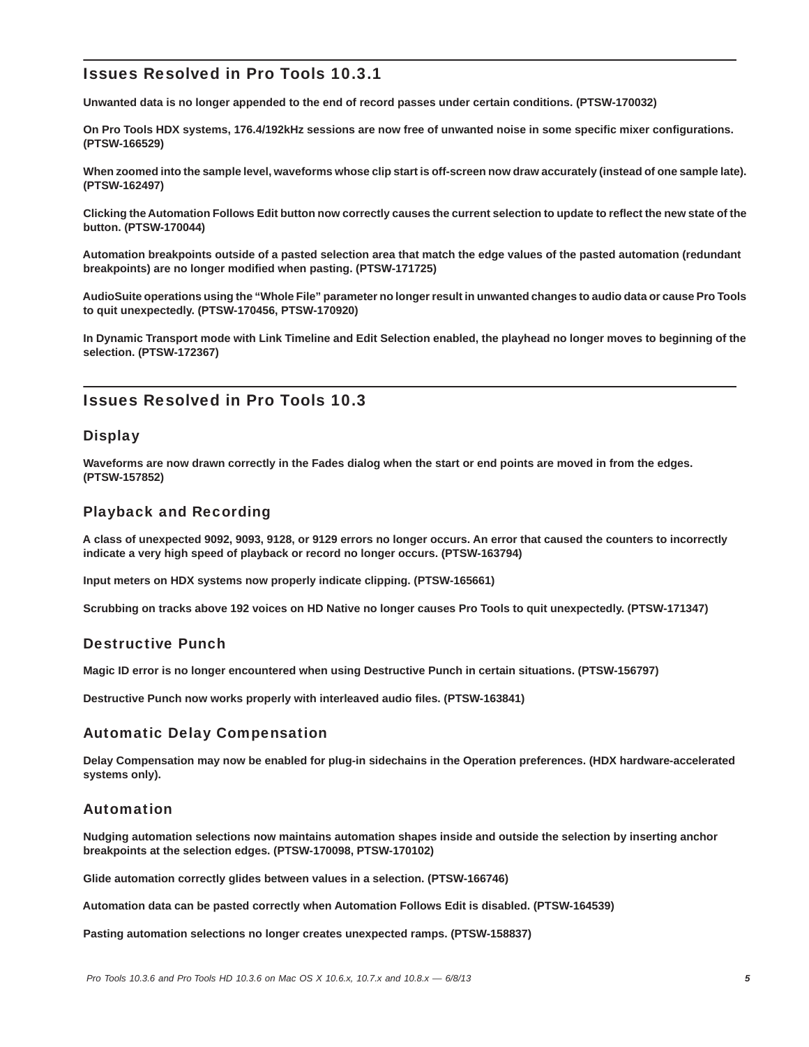## Issues Resolved in Pro Tools 10.3.1

**Unwanted data is no longer appended to the end of record passes under certain conditions. (PTSW-170032)**

**On Pro Tools HDX systems, 176.4/192kHz sessions are now free of unwanted noise in some specific mixer configurations. (PTSW-166529)**

**When zoomed into the sample level, waveforms whose clip start is off-screen now draw accurately (instead of one sample late). (PTSW-162497)**

**Clicking the Automation Follows Edit button now correctly causes the current selection to update to reflect the new state of the button. (PTSW-170044)**

**Automation breakpoints outside of a pasted selection area that match the edge values of the pasted automation (redundant breakpoints) are no longer modified when pasting. (PTSW-171725)**

**AudioSuite operations using the "Whole File" parameter no longer result in unwanted changes to audio data or cause Pro Tools to quit unexpectedly. (PTSW-170456, PTSW-170920)**

**In Dynamic Transport mode with Link Timeline and Edit Selection enabled, the playhead no longer moves to beginning of the selection. (PTSW-172367)**

## Issues Resolved in Pro Tools 10.3

### Display

**Waveforms are now drawn correctly in the Fades dialog when the start or end points are moved in from the edges. (PTSW-157852)**

### Playback and Recording

**A class of unexpected 9092, 9093, 9128, or 9129 errors no longer occurs. An error that caused the counters to incorrectly indicate a very high speed of playback or record no longer occurs. (PTSW-163794)**

**Input meters on HDX systems now properly indicate clipping. (PTSW-165661)**

**Scrubbing on tracks above 192 voices on HD Native no longer causes Pro Tools to quit unexpectedly. (PTSW-171347)**

### Destructive Punch

**Magic ID error is no longer encountered when using Destructive Punch in certain situations. (PTSW-156797)**

**Destructive Punch now works properly with interleaved audio files. (PTSW-163841)**

### Automatic Delay Compensation

**Delay Compensation may now be enabled for plug-in sidechains in the Operation preferences. (HDX hardware-accelerated systems only).**

### Automation

**Nudging automation selections now maintains automation shapes inside and outside the selection by inserting anchor breakpoints at the selection edges. (PTSW-170098, PTSW-170102)**

**Glide automation correctly glides between values in a selection. (PTSW-166746)**

**Automation data can be pasted correctly when Automation Follows Edit is disabled. (PTSW-164539)**

**Pasting automation selections no longer creates unexpected ramps. (PTSW-158837)**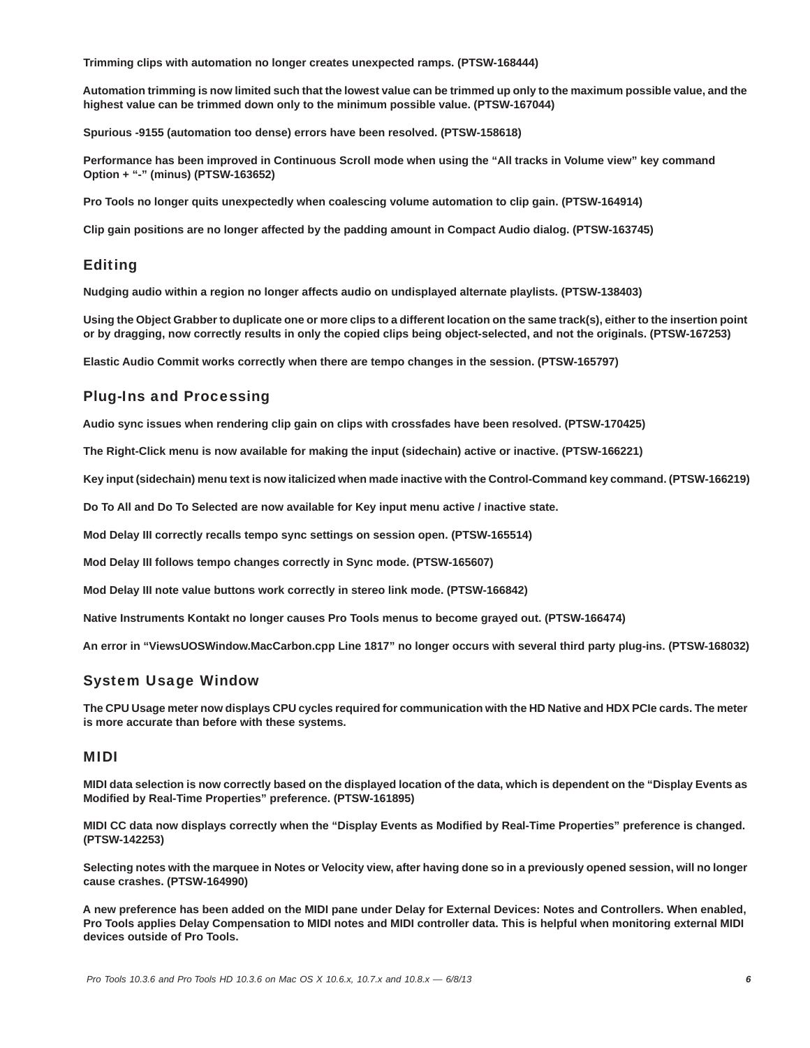**Trimming clips with automation no longer creates unexpected ramps. (PTSW-168444)**

**Automation trimming is now limited such that the lowest value can be trimmed up only to the maximum possible value, and the highest value can be trimmed down only to the minimum possible value. (PTSW-167044)**

**Spurious -9155 (automation too dense) errors have been resolved. (PTSW-158618)**

**Performance has been improved in Continuous Scroll mode when using the "All tracks in Volume view" key command Option + "-" (minus) (PTSW-163652)**

**Pro Tools no longer quits unexpectedly when coalescing volume automation to clip gain. (PTSW-164914)**

**Clip gain positions are no longer affected by the padding amount in Compact Audio dialog. (PTSW-163745)**

## Editing

**Nudging audio within a region no longer affects audio on undisplayed alternate playlists. (PTSW-138403)**

**Using the Object Grabber to duplicate one or more clips to a different location on the same track(s), either to the insertion point or by dragging, now correctly results in only the copied clips being object-selected, and not the originals. (PTSW-167253)**

**Elastic Audio Commit works correctly when there are tempo changes in the session. (PTSW-165797)**

## Plug-Ins and Processing

**Audio sync issues when rendering clip gain on clips with crossfades have been resolved. (PTSW-170425)**

**The Right-Click menu is now available for making the input (sidechain) active or inactive. (PTSW-166221)**

**Key input (sidechain) menu text is now italicized when made inactive with the Control-Command key command. (PTSW-166219)**

**Do To All and Do To Selected are now available for Key input menu active / inactive state.**

**Mod Delay III correctly recalls tempo sync settings on session open. (PTSW-165514)**

**Mod Delay III follows tempo changes correctly in Sync mode. (PTSW-165607)**

**Mod Delay III note value buttons work correctly in stereo link mode. (PTSW-166842)**

**Native Instruments Kontakt no longer causes Pro Tools menus to become grayed out. (PTSW-166474)**

**An error in "ViewsUOSWindow.MacCarbon.cpp Line 1817" no longer occurs with several third party plug-ins. (PTSW-168032)**

## System Usage Window

**The CPU Usage meter now displays CPU cycles required for communication with the HD Native and HDX PCIe cards. The meter is more accurate than before with these systems.**

## MIDI

**MIDI data selection is now correctly based on the displayed location of the data, which is dependent on the "Display Events as Modified by Real-Time Properties" preference. (PTSW-161895)**

**MIDI CC data now displays correctly when the "Display Events as Modified by Real-Time Properties" preference is changed. (PTSW-142253)**

**Selecting notes with the marquee in Notes or Velocity view, after having done so in a previously opened session, will no longer cause crashes. (PTSW-164990)**

**A new preference has been added on the MIDI pane under Delay for External Devices: Notes and Controllers. When enabled, Pro Tools applies Delay Compensation to MIDI notes and MIDI controller data. This is helpful when monitoring external MIDI devices outside of Pro Tools.**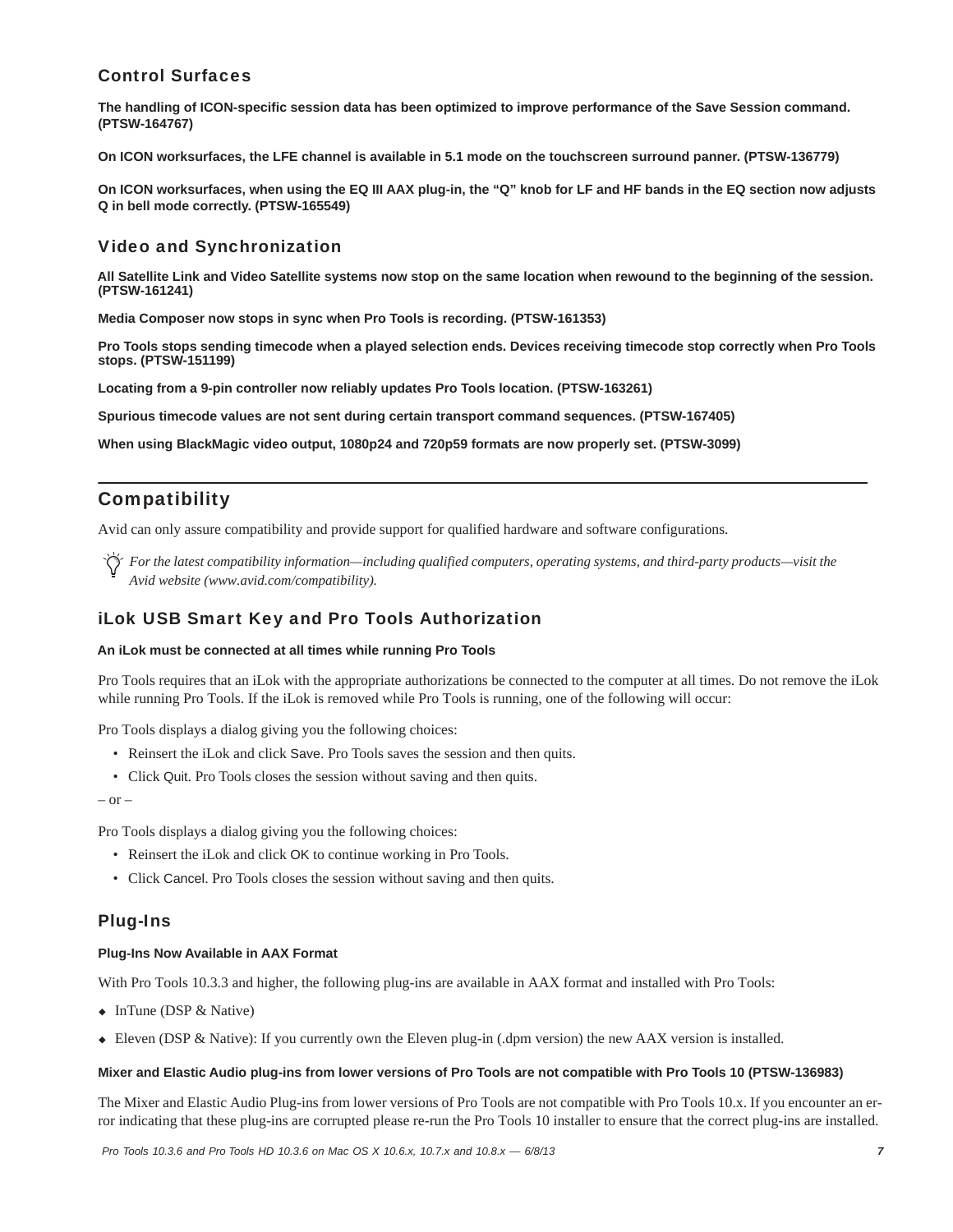### Control Surfaces

**The handling of ICON-specific session data has been optimized to improve performance of the Save Session command. (PTSW-164767)**

**On ICON worksurfaces, the LFE channel is available in 5.1 mode on the touchscreen surround panner. (PTSW-136779)**

**On ICON worksurfaces, when using the EQ III AAX plug-in, the “Q” knob for LF and HF bands in the EQ section now adjusts Q in bell mode correctly. (PTSW-165549)**

### Video and Synchronization

**All Satellite Link and Video Satellite systems now stop on the same location when rewound to the beginning of the session. (PTSW-161241)**

**Media Composer now stops in sync when Pro Tools is recording. (PTSW-161353)**

**Pro Tools stops sending timecode when a played selection ends. Devices receiving timecode stop correctly when Pro Tools stops. (PTSW-151199)**

**Locating from a 9-pin controller now reliably updates Pro Tools location. (PTSW-163261)**

**Spurious timecode values are not sent during certain transport command sequences. (PTSW-167405)**

**When using BlackMagic video output, 1080p24 and 720p59 formats are now properly set. (PTSW-3099)**

## Compatibility

Avid can only assure compatibility and provide support for qualified hardware and software configurations.

*For the latest compatibility information—including qualified computers, operating systems, and third-party products—visit the Avid website (www.avid.com/compatibility).*

### iLok USB Smart Key and Pro Tools Authorization

**An iLok must be connected at all times while running Pro Tools**

Pro Tools requires that an iLok with the appropriate authorizations be connected to the computer at all times. Do not remove the iLok while running Pro Tools. If the iLok is removed while Pro Tools is running, one of the following will occur:

Pro Tools displays a dialog giving you the following choices:

- Reinsert the iLok and click Save. Pro Tools saves the session and then quits.
- Click Quit. Pro Tools closes the session without saving and then quits.

– or –

Pro Tools displays a dialog giving you the following choices:

- Reinsert the iLok and click OK to continue working in Pro Tools.
- Click Cancel. Pro Tools closes the session without saving and then quits.

### Plug-Ins

**Plug-Ins Now Available in AAX Format**

With Pro Tools 10.3.3 and higher, the following plug-ins are available in AAX format and installed with Pro Tools:

- InTune (DSP & Native)
- Eleven (DSP & Native): If you currently own the Eleven plug-in (.dpm version) the new AAX version is installed.

**Mixer and Elastic Audio plug-ins from lower versions of Pro Tools are not compatible with Pro Tools 10 (PTSW-136983)**

The Mixer and Elastic Audio Plug-ins from lower versions of Pro Tools are not compatible with Pro Tools 10.x. If you encounter an error indicating that these plug-ins are corrupted please re-run the Pro Tools 10 installer to ensure that the correct plug-ins are installed.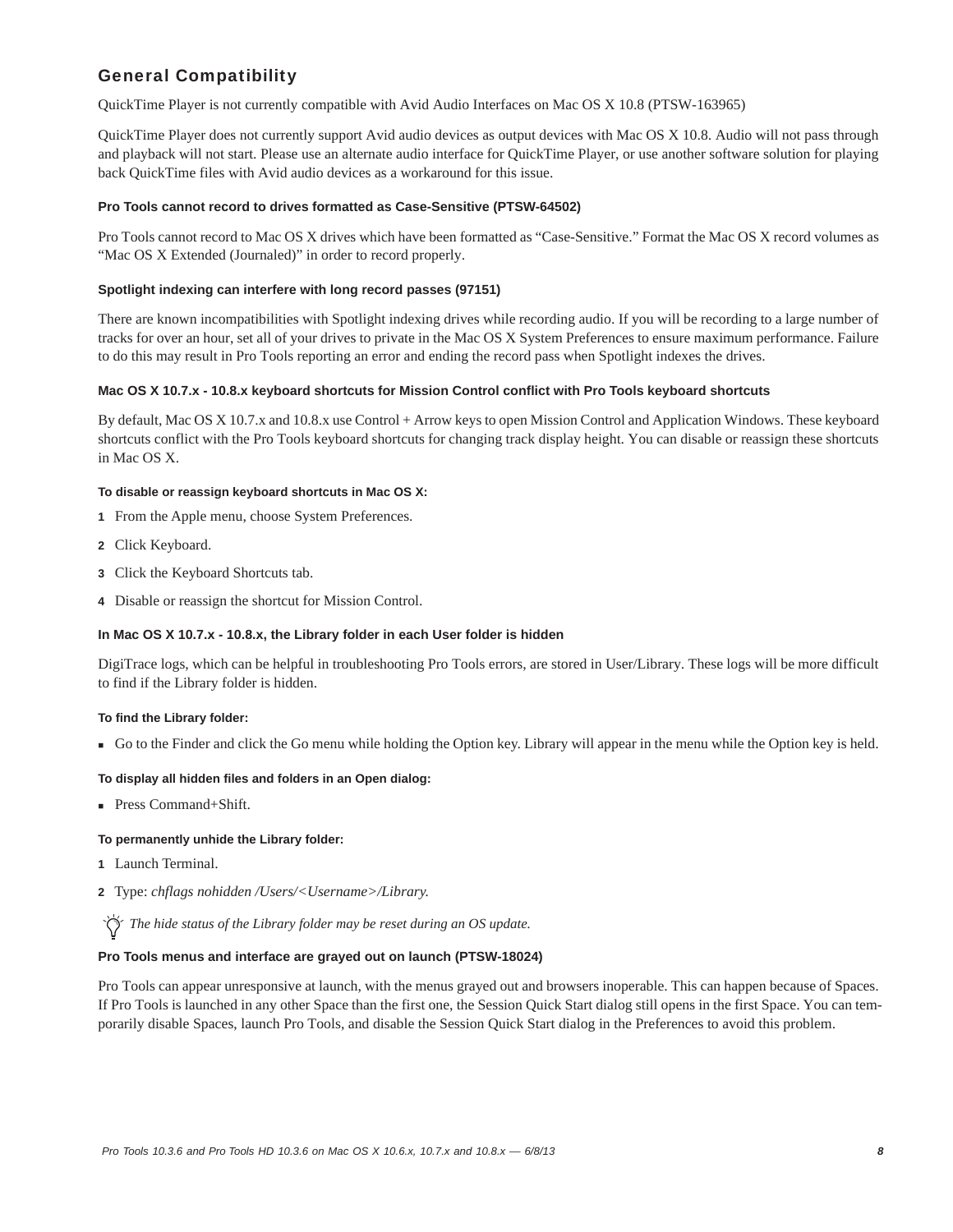## General Compatibility

QuickTime Player is not currently compatible with Avid Audio Interfaces on Mac OS X 10.8 (PTSW-163965)

QuickTime Player does not currently support Avid audio devices as output devices with Mac OS X 10.8. Audio will not pass through and playback will not start. Please use an alternate audio interface for QuickTime Player, or use another software solution for playing back QuickTime files with Avid audio devices as a workaround for this issue.

#### Pro Tools cannot record to drives formatted as Case-Sensitive (PTSW-64502)

Pro Tools cannot record to Mac OS X drives which have been formatted as "Case-Sensitive." Format the Mac OS X record volumes as "Mac OS X Extended (Journaled)" in order to record properly.

#### Spotlight indexing can interfere with long record passes (97151)

There are known incompatibilities with Spotlight indexing drives while recording audio. If you will be recording to a large number of tracks for over an hour, set all of your drives to private in the Mac OS X System Preferences to ensure maximum performance. Failure to do this may result in Pro Tools reporting an error and ending the record pass when Spotlight indexes the drives.

#### Mac OS X 10.7.x - 10.8.x keyboard shortcuts for Mission Control conflict with Pro Tools keyboard shortcuts

By default, Mac OS X 10.7.x and 10.8.x use Control + Arrow keys to open Mission Control and Application Windows. These keyboard shortcuts conflict with the Pro Tools keyboard shortcuts for changing track display height. You can disable or reassign these shortcuts in Mac OS X.

**To disable or reassign keyboard shortcuts in Mac OS X:**

1. From the Apple menu, choose System Preferences.
2. Click Keyboard.
3. Click the Keyboard Shortcuts tab.
4. Disable or reassign the shortcut for Mission Control.

#### In Mac OS X 10.7.x - 10.8.x, the Library folder in each User folder is hidden

DigiTrace logs, which can be helpful in troubleshooting Pro Tools errors, are stored in User/Library. These logs will be more difficult to find if the Library folder is hidden.

**To find the Library folder:**

- Go to the Finder and click the Go menu while holding the Option key. Library will appear in the menu while the Option key is held.

**To display all hidden files and folders in an Open dialog:**

- Press Command+Shift.

**To permanently unhide the Library folder:**

1. Launch Terminal.
2. Type: *chflags nohidden /Users/<Username>/Library.*

*The hide status of the Library folder may be reset during an OS update.*

#### Pro Tools menus and interface are grayed out on launch (PTSW-18024)

Pro Tools can appear unresponsive at launch, with the menus grayed out and browsers inoperable. This can happen because of Spaces. If Pro Tools is launched in any other Space than the first one, the Session Quick Start dialog still opens in the first Space. You can temporarily disable Spaces, launch Pro Tools, and disable the Session Quick Start dialog in the Preferences to avoid this problem.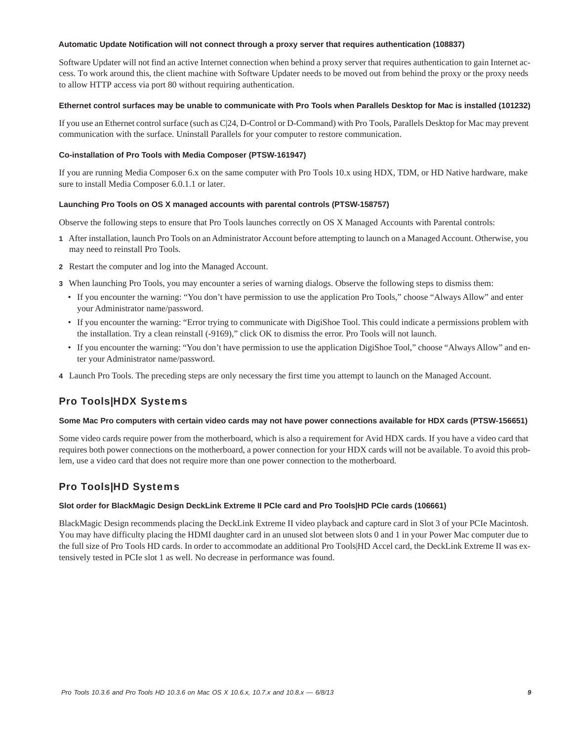#### Automatic Update Notification will not connect through a proxy server that requires authentication (108837)

Software Updater will not find an active Internet connection when behind a proxy server that requires authentication to gain Internet access. To work around this, the client machine with Software Updater needs to be moved out from behind the proxy or the proxy needs to allow HTTP access via port 80 without requiring authentication.

#### Ethernet control surfaces may be unable to communicate with Pro Tools when Parallels Desktop for Mac is installed (101232)

If you use an Ethernet control surface (such as C|24, D-Control or D-Command) with Pro Tools, Parallels Desktop for Mac may prevent communication with the surface. Uninstall Parallels for your computer to restore communication.

#### Co-installation of Pro Tools with Media Composer (PTSW-161947)

If you are running Media Composer 6.x on the same computer with Pro Tools 10.x using HDX, TDM, or HD Native hardware, make sure to install Media Composer 6.0.1.1 or later.

#### Launching Pro Tools on OS X managed accounts with parental controls (PTSW-158757)

Observe the following steps to ensure that Pro Tools launches correctly on OS X Managed Accounts with Parental controls:

1. After installation, launch Pro Tools on an Administrator Account before attempting to launch on a Managed Account. Otherwise, you may need to reinstall Pro Tools.
2. Restart the computer and log into the Managed Account.
3. When launching Pro Tools, you may encounter a series of warning dialogs. Observe the following steps to dismiss them:
   - If you encounter the warning: “You don’t have permission to use the application Pro Tools,” choose “Always Allow” and enter your Administrator name/password.
   - If you encounter the warning: “Error trying to communicate with DigiShoe Tool. This could indicate a permissions problem with the installation. Try a clean reinstall (-9169),” click OK to dismiss the error. Pro Tools will not launch.
   - If you encounter the warning: “You don’t have permission to use the application DigiShoe Tool,” choose “Always Allow” and enter your Administrator name/password.
4. Launch Pro Tools. The preceding steps are only necessary the first time you attempt to launch on the Managed Account.

## Pro Tools|HDX Systems

#### Some Mac Pro computers with certain video cards may not have power connections available for HDX cards (PTSW-156651)

Some video cards require power from the motherboard, which is also a requirement for Avid HDX cards. If you have a video card that requires both power connections on the motherboard, a power connection for your HDX cards will not be available. To avoid this problem, use a video card that does not require more than one power connection to the motherboard.

## Pro Tools|HD Systems

#### Slot order for BlackMagic Design DeckLink Extreme II PCIe card and Pro Tools|HD PCIe cards (106661)

BlackMagic Design recommends placing the DeckLink Extreme II video playback and capture card in Slot 3 of your PCIe Macintosh. You may have difficulty placing the HDMI daughter card in an unused slot between slots 0 and 1 in your Power Mac computer due to the full size of Pro Tools HD cards. In order to accommodate an additional Pro Tools|HD Accel card, the DeckLink Extreme II was extensively tested in PCIe slot 1 as well. No decrease in performance was found.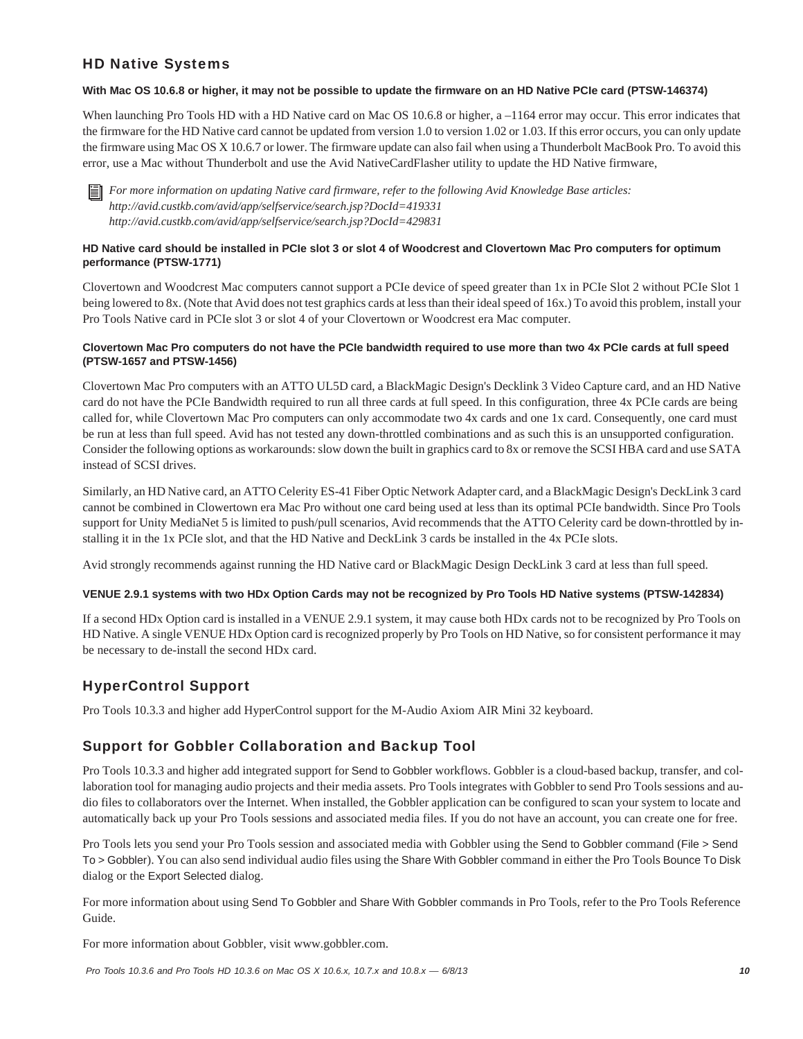## HD Native Systems

**With Mac OS 10.6.8 or higher, it may not be possible to update the firmware on an HD Native PCIe card (PTSW-146374)**

When launching Pro Tools HD with a HD Native card on Mac OS 10.6.8 or higher, a –1164 error may occur. This error indicates that the firmware for the HD Native card cannot be updated from version 1.0 to version 1.02 or 1.03. If this error occurs, you can only update the firmware using Mac OS X 10.6.7 or lower. The firmware update can also fail when using a Thunderbolt MacBook Pro. To avoid this error, use a Mac without Thunderbolt and use the Avid NativeCardFlasher utility to update the HD Native firmware,

*For more information on updating Native card firmware, refer to the following Avid Knowledge Base articles:*
*http://avid.custkb.com/avid/app/selfservice/search.jsp?DocId=419331*
*http://avid.custkb.com/avid/app/selfservice/search.jsp?DocId=429831*

**HD Native card should be installed in PCIe slot 3 or slot 4 of Woodcrest and Clovertown Mac Pro computers for optimum performance (PTSW-1771)**

Clovertown and Woodcrest Mac computers cannot support a PCIe device of speed greater than 1x in PCIe Slot 2 without PCIe Slot 1 being lowered to 8x. (Note that Avid does not test graphics cards at less than their ideal speed of 16x.) To avoid this problem, install your Pro Tools Native card in PCIe slot 3 or slot 4 of your Clovertown or Woodcrest era Mac computer.

**Clovertown Mac Pro computers do not have the PCIe bandwidth required to use more than two 4x PCIe cards at full speed (PTSW-1657 and PTSW-1456)**

Clovertown Mac Pro computers with an ATTO UL5D card, a BlackMagic Design's Decklink 3 Video Capture card, and an HD Native card do not have the PCIe Bandwidth required to run all three cards at full speed. In this configuration, three 4x PCIe cards are being called for, while Clovertown Mac Pro computers can only accommodate two 4x cards and one 1x card. Consequently, one card must be run at less than full speed. Avid has not tested any down-throttled combinations and as such this is an unsupported configuration. Consider the following options as workarounds: slow down the built in graphics card to 8x or remove the SCSI HBA card and use SATA instead of SCSI drives.

Similarly, an HD Native card, an ATTO Celerity ES-41 Fiber Optic Network Adapter card, and a BlackMagic Design's DeckLink 3 card cannot be combined in Clowertown era Mac Pro without one card being used at less than its optimal PCIe bandwidth. Since Pro Tools support for Unity MediaNet 5 is limited to push/pull scenarios, Avid recommends that the ATTO Celerity card be down-throttled by installing it in the 1x PCIe slot, and that the HD Native and DeckLink 3 cards be installed in the 4x PCIe slots.

Avid strongly recommends against running the HD Native card or BlackMagic Design DeckLink 3 card at less than full speed.

**VENUE 2.9.1 systems with two HDx Option Cards may not be recognized by Pro Tools HD Native systems (PTSW-142834)**

If a second HDx Option card is installed in a VENUE 2.9.1 system, it may cause both HDx cards not to be recognized by Pro Tools on HD Native. A single VENUE HDx Option card is recognized properly by Pro Tools on HD Native, so for consistent performance it may be necessary to de-install the second HDx card.

## HyperControl Support

Pro Tools 10.3.3 and higher add HyperControl support for the M-Audio Axiom AIR Mini 32 keyboard.

## Support for Gobbler Collaboration and Backup Tool

Pro Tools 10.3.3 and higher add integrated support for Send to Gobbler workflows. Gobbler is a cloud-based backup, transfer, and collaboration tool for managing audio projects and their media assets. Pro Tools integrates with Gobbler to send Pro Tools sessions and audio files to collaborators over the Internet. When installed, the Gobbler application can be configured to scan your system to locate and automatically back up your Pro Tools sessions and associated media files. If you do not have an account, you can create one for free.

Pro Tools lets you send your Pro Tools session and associated media with Gobbler using the Send to Gobbler command (File > Send To > Gobbler). You can also send individual audio files using the Share With Gobbler command in either the Pro Tools Bounce To Disk dialog or the Export Selected dialog.

For more information about using Send To Gobbler and Share With Gobbler commands in Pro Tools, refer to the Pro Tools Reference Guide.

For more information about Gobbler, visit www.gobbler.com.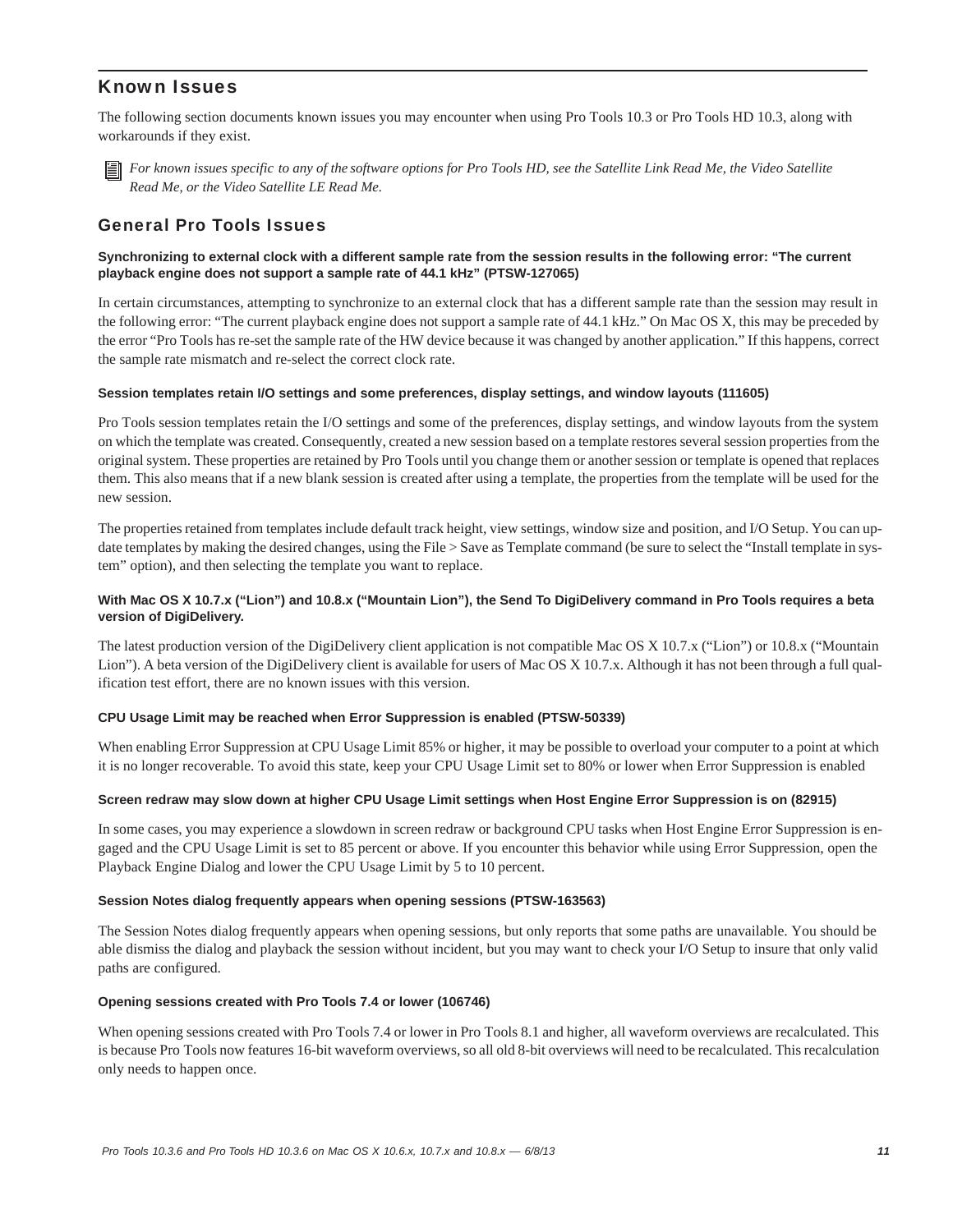## Known Issues

The following section documents known issues you may encounter when using Pro Tools 10.3 or Pro Tools HD 10.3, along with workarounds if they exist.

*For known issues specific to any of the software options for Pro Tools HD, see the Satellite Link Read Me, the Video Satellite Read Me, or the Video Satellite LE Read Me.*

### General Pro Tools Issues

**Synchronizing to external clock with a different sample rate from the session results in the following error: "The current playback engine does not support a sample rate of 44.1 kHz" (PTSW-127065)**

In certain circumstances, attempting to synchronize to an external clock that has a different sample rate than the session may result in the following error: "The current playback engine does not support a sample rate of 44.1 kHz." On Mac OS X, this may be preceded by the error "Pro Tools has re-set the sample rate of the HW device because it was changed by another application." If this happens, correct the sample rate mismatch and re-select the correct clock rate.

**Session templates retain I/O settings and some preferences, display settings, and window layouts (111605)**

Pro Tools session templates retain the I/O settings and some of the preferences, display settings, and window layouts from the system on which the template was created. Consequently, created a new session based on a template restores several session properties from the original system. These properties are retained by Pro Tools until you change them or another session or template is opened that replaces them. This also means that if a new blank session is created after using a template, the properties from the template will be used for the new session.

The properties retained from templates include default track height, view settings, window size and position, and I/O Setup. You can update templates by making the desired changes, using the File > Save as Template command (be sure to select the "Install template in system" option), and then selecting the template you want to replace.

**With Mac OS X 10.7.x ("Lion") and 10.8.x ("Mountain Lion"), the Send To DigiDelivery command in Pro Tools requires a beta version of DigiDelivery.**

The latest production version of the DigiDelivery client application is not compatible Mac OS X 10.7.x ("Lion") or 10.8.x ("Mountain Lion"). A beta version of the DigiDelivery client is available for users of Mac OS X 10.7.x. Although it has not been through a full qualification test effort, there are no known issues with this version.

**CPU Usage Limit may be reached when Error Suppression is enabled (PTSW-50339)**

When enabling Error Suppression at CPU Usage Limit 85% or higher, it may be possible to overload your computer to a point at which it is no longer recoverable. To avoid this state, keep your CPU Usage Limit set to 80% or lower when Error Suppression is enabled

**Screen redraw may slow down at higher CPU Usage Limit settings when Host Engine Error Suppression is on (82915)**

In some cases, you may experience a slowdown in screen redraw or background CPU tasks when Host Engine Error Suppression is engaged and the CPU Usage Limit is set to 85 percent or above. If you encounter this behavior while using Error Suppression, open the Playback Engine Dialog and lower the CPU Usage Limit by 5 to 10 percent.

**Session Notes dialog frequently appears when opening sessions (PTSW-163563)**

The Session Notes dialog frequently appears when opening sessions, but only reports that some paths are unavailable. You should be able dismiss the dialog and playback the session without incident, but you may want to check your I/O Setup to insure that only valid paths are configured.

**Opening sessions created with Pro Tools 7.4 or lower (106746)**

When opening sessions created with Pro Tools 7.4 or lower in Pro Tools 8.1 and higher, all waveform overviews are recalculated. This is because Pro Tools now features 16-bit waveform overviews, so all old 8-bit overviews will need to be recalculated. This recalculation only needs to happen once.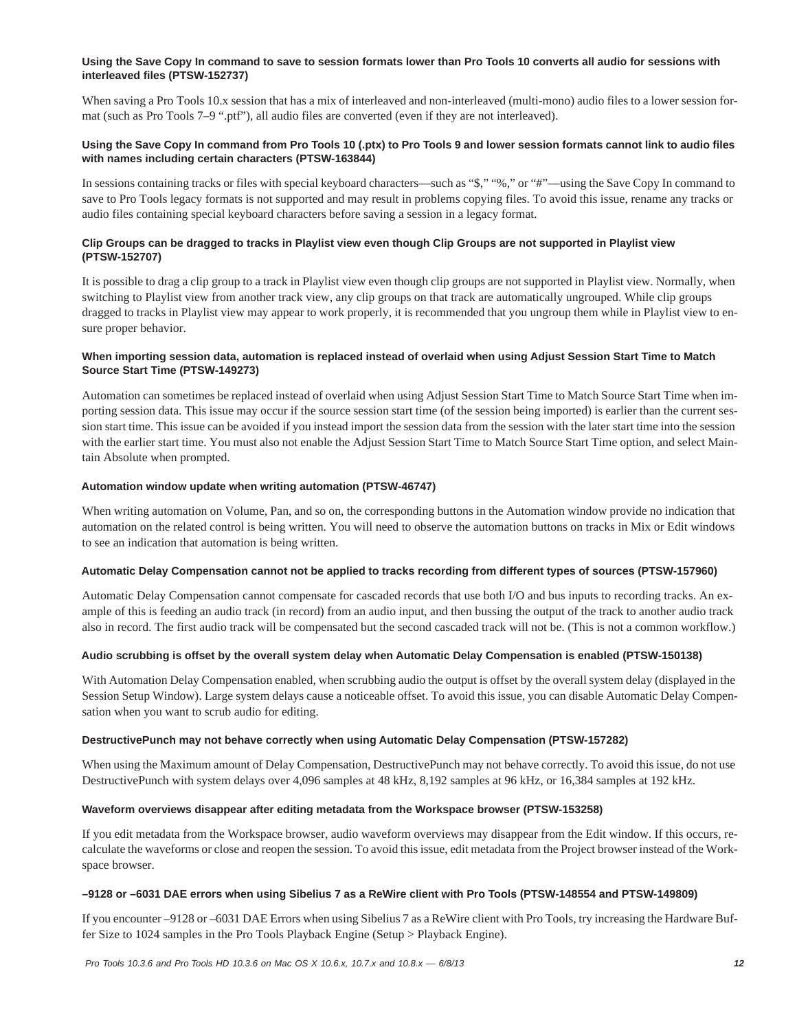#### Using the Save Copy In command to save to session formats lower than Pro Tools 10 converts all audio for sessions with interleaved files (PTSW-152737)

When saving a Pro Tools 10.x session that has a mix of interleaved and non-interleaved (multi-mono) audio files to a lower session format (such as Pro Tools 7–9 ".ptf"), all audio files are converted (even if they are not interleaved).

#### Using the Save Copy In command from Pro Tools 10 (.ptx) to Pro Tools 9 and lower session formats cannot link to audio files with names including certain characters (PTSW-163844)

In sessions containing tracks or files with special keyboard characters—such as "$," "%," or "#"—using the Save Copy In command to save to Pro Tools legacy formats is not supported and may result in problems copying files. To avoid this issue, rename any tracks or audio files containing special keyboard characters before saving a session in a legacy format.

#### Clip Groups can be dragged to tracks in Playlist view even though Clip Groups are not supported in Playlist view (PTSW-152707)

It is possible to drag a clip group to a track in Playlist view even though clip groups are not supported in Playlist view. Normally, when switching to Playlist view from another track view, any clip groups on that track are automatically ungrouped. While clip groups dragged to tracks in Playlist view may appear to work properly, it is recommended that you ungroup them while in Playlist view to ensure proper behavior.

#### When importing session data, automation is replaced instead of overlaid when using Adjust Session Start Time to Match Source Start Time (PTSW-149273)

Automation can sometimes be replaced instead of overlaid when using Adjust Session Start Time to Match Source Start Time when importing session data. This issue may occur if the source session start time (of the session being imported) is earlier than the current session start time. This issue can be avoided if you instead import the session data from the session with the later start time into the session with the earlier start time. You must also not enable the Adjust Session Start Time to Match Source Start Time option, and select Maintain Absolute when prompted.

#### Automation window update when writing automation (PTSW-46747)

When writing automation on Volume, Pan, and so on, the corresponding buttons in the Automation window provide no indication that automation on the related control is being written. You will need to observe the automation buttons on tracks in Mix or Edit windows to see an indication that automation is being written.

#### Automatic Delay Compensation cannot not be applied to tracks recording from different types of sources (PTSW-157960)

Automatic Delay Compensation cannot compensate for cascaded records that use both I/O and bus inputs to recording tracks. An example of this is feeding an audio track (in record) from an audio input, and then bussing the output of the track to another audio track also in record. The first audio track will be compensated but the second cascaded track will not be. (This is not a common workflow.)

#### Audio scrubbing is offset by the overall system delay when Automatic Delay Compensation is enabled (PTSW-150138)

With Automation Delay Compensation enabled, when scrubbing audio the output is offset by the overall system delay (displayed in the Session Setup Window). Large system delays cause a noticeable offset. To avoid this issue, you can disable Automatic Delay Compensation when you want to scrub audio for editing.

#### DestructivePunch may not behave correctly when using Automatic Delay Compensation (PTSW-157282)

When using the Maximum amount of Delay Compensation, DestructivePunch may not behave correctly. To avoid this issue, do not use DestructivePunch with system delays over 4,096 samples at 48 kHz, 8,192 samples at 96 kHz, or 16,384 samples at 192 kHz.

#### Waveform overviews disappear after editing metadata from the Workspace browser (PTSW-153258)

If you edit metadata from the Workspace browser, audio waveform overviews may disappear from the Edit window. If this occurs, recalculate the waveforms or close and reopen the session. To avoid this issue, edit metadata from the Project browser instead of the Workspace browser.

#### –9128 or –6031 DAE errors when using Sibelius 7 as a ReWire client with Pro Tools (PTSW-148554 and PTSW-149809)

If you encounter –9128 or –6031 DAE Errors when using Sibelius 7 as a ReWire client with Pro Tools, try increasing the Hardware Buffer Size to 1024 samples in the Pro Tools Playback Engine (Setup > Playback Engine).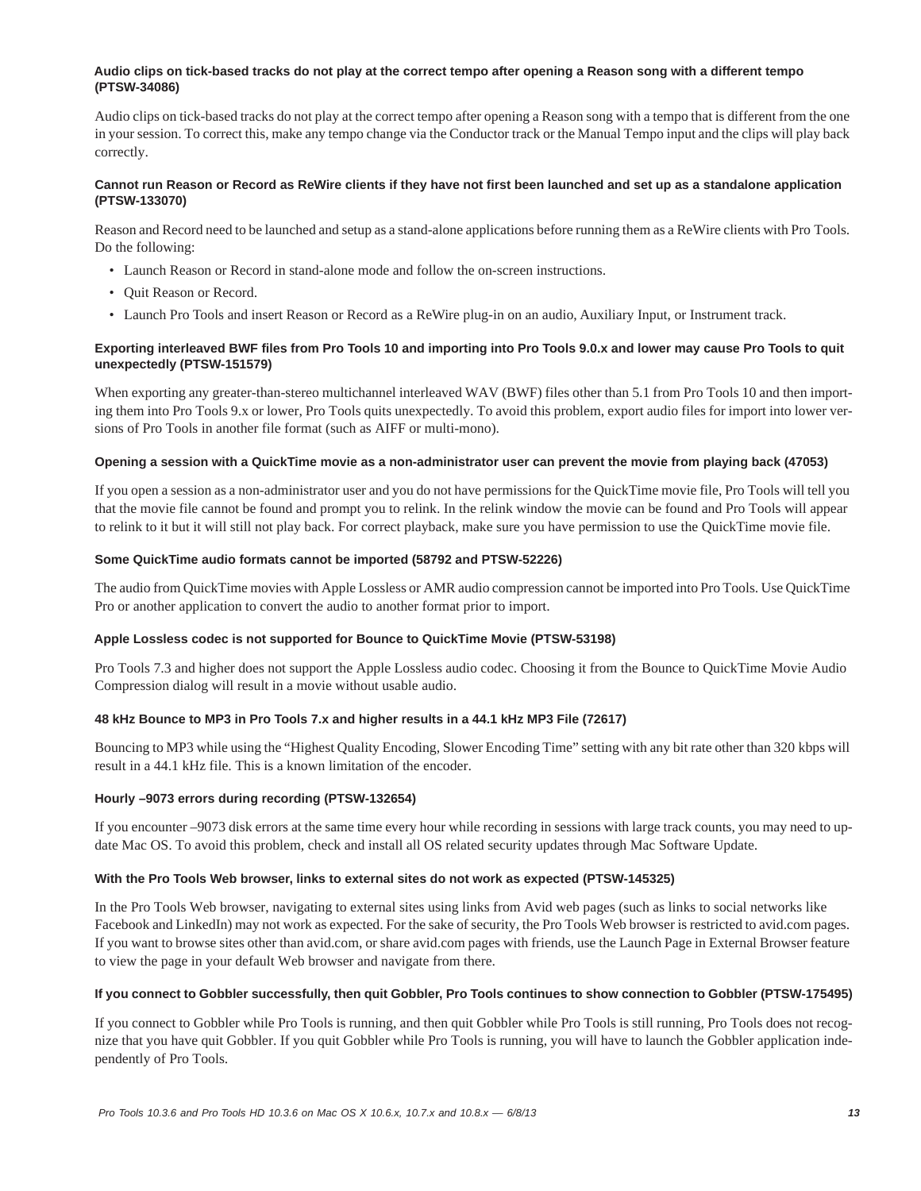#### Audio clips on tick-based tracks do not play at the correct tempo after opening a Reason song with a different tempo (PTSW-34086)

Audio clips on tick-based tracks do not play at the correct tempo after opening a Reason song with a tempo that is different from the one in your session. To correct this, make any tempo change via the Conductor track or the Manual Tempo input and the clips will play back correctly.

#### Cannot run Reason or Record as ReWire clients if they have not first been launched and set up as a standalone application (PTSW-133070)

Reason and Record need to be launched and setup as a stand-alone applications before running them as a ReWire clients with Pro Tools. Do the following:

- Launch Reason or Record in stand-alone mode and follow the on-screen instructions.
- Quit Reason or Record.
- Launch Pro Tools and insert Reason or Record as a ReWire plug-in on an audio, Auxiliary Input, or Instrument track.

#### Exporting interleaved BWF files from Pro Tools 10 and importing into Pro Tools 9.0.x and lower may cause Pro Tools to quit unexpectedly (PTSW-151579)

When exporting any greater-than-stereo multichannel interleaved WAV (BWF) files other than 5.1 from Pro Tools 10 and then importing them into Pro Tools 9.x or lower, Pro Tools quits unexpectedly. To avoid this problem, export audio files for import into lower versions of Pro Tools in another file format (such as AIFF or multi-mono).

#### Opening a session with a QuickTime movie as a non-administrator user can prevent the movie from playing back (47053)

If you open a session as a non-administrator user and you do not have permissions for the QuickTime movie file, Pro Tools will tell you that the movie file cannot be found and prompt you to relink. In the relink window the movie can be found and Pro Tools will appear to relink to it but it will still not play back. For correct playback, make sure you have permission to use the QuickTime movie file.

#### Some QuickTime audio formats cannot be imported (58792 and PTSW-52226)

The audio from QuickTime movies with Apple Lossless or AMR audio compression cannot be imported into Pro Tools. Use QuickTime Pro or another application to convert the audio to another format prior to import.

#### Apple Lossless codec is not supported for Bounce to QuickTime Movie (PTSW-53198)

Pro Tools 7.3 and higher does not support the Apple Lossless audio codec. Choosing it from the Bounce to QuickTime Movie Audio Compression dialog will result in a movie without usable audio.

#### 48 kHz Bounce to MP3 in Pro Tools 7.x and higher results in a 44.1 kHz MP3 File (72617)

Bouncing to MP3 while using the “Highest Quality Encoding, Slower Encoding Time” setting with any bit rate other than 320 kbps will result in a 44.1 kHz file. This is a known limitation of the encoder.

#### Hourly –9073 errors during recording (PTSW-132654)

If you encounter –9073 disk errors at the same time every hour while recording in sessions with large track counts, you may need to update Mac OS. To avoid this problem, check and install all OS related security updates through Mac Software Update.

#### With the Pro Tools Web browser, links to external sites do not work as expected (PTSW-145325)

In the Pro Tools Web browser, navigating to external sites using links from Avid web pages (such as links to social networks like Facebook and LinkedIn) may not work as expected. For the sake of security, the Pro Tools Web browser is restricted to avid.com pages. If you want to browse sites other than avid.com, or share avid.com pages with friends, use the Launch Page in External Browser feature to view the page in your default Web browser and navigate from there.

#### If you connect to Gobbler successfully, then quit Gobbler, Pro Tools continues to show connection to Gobbler (PTSW-175495)

If you connect to Gobbler while Pro Tools is running, and then quit Gobbler while Pro Tools is still running, Pro Tools does not recognize that you have quit Gobbler. If you quit Gobbler while Pro Tools is running, you will have to launch the Gobbler application independently of Pro Tools.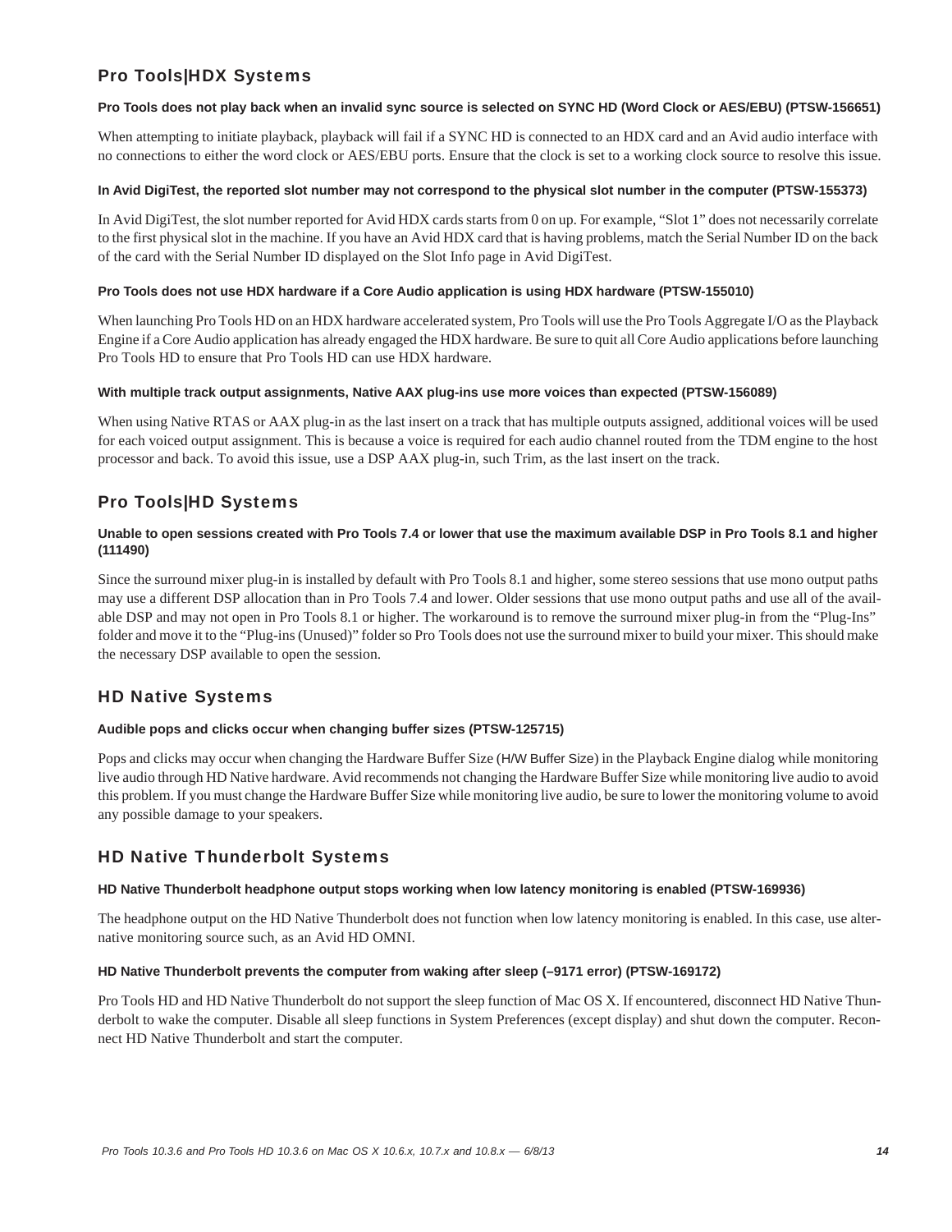## Pro Tools|HDX Systems

### Pro Tools does not play back when an invalid sync source is selected on SYNC HD (Word Clock or AES/EBU) (PTSW-156651)

When attempting to initiate playback, playback will fail if a SYNC HD is connected to an HDX card and an Avid audio interface with no connections to either the word clock or AES/EBU ports. Ensure that the clock is set to a working clock source to resolve this issue.

### In Avid DigiTest, the reported slot number may not correspond to the physical slot number in the computer (PTSW-155373)

In Avid DigiTest, the slot number reported for Avid HDX cards starts from 0 on up. For example, “Slot 1” does not necessarily correlate to the first physical slot in the machine. If you have an Avid HDX card that is having problems, match the Serial Number ID on the back of the card with the Serial Number ID displayed on the Slot Info page in Avid DigiTest.

### Pro Tools does not use HDX hardware if a Core Audio application is using HDX hardware (PTSW-155010)

When launching Pro Tools HD on an HDX hardware accelerated system, Pro Tools will use the Pro Tools Aggregate I/O as the Playback Engine if a Core Audio application has already engaged the HDX hardware. Be sure to quit all Core Audio applications before launching Pro Tools HD to ensure that Pro Tools HD can use HDX hardware.

### With multiple track output assignments, Native AAX plug-ins use more voices than expected (PTSW-156089)

When using Native RTAS or AAX plug-in as the last insert on a track that has multiple outputs assigned, additional voices will be used for each voiced output assignment. This is because a voice is required for each audio channel routed from the TDM engine to the host processor and back. To avoid this issue, use a DSP AAX plug-in, such Trim, as the last insert on the track.

## Pro Tools|HD Systems

### Unable to open sessions created with Pro Tools 7.4 or lower that use the maximum available DSP in Pro Tools 8.1 and higher (111490)

Since the surround mixer plug-in is installed by default with Pro Tools 8.1 and higher, some stereo sessions that use mono output paths may use a different DSP allocation than in Pro Tools 7.4 and lower. Older sessions that use mono output paths and use all of the available DSP and may not open in Pro Tools 8.1 or higher. The workaround is to remove the surround mixer plug-in from the “Plug-Ins” folder and move it to the “Plug-ins (Unused)” folder so Pro Tools does not use the surround mixer to build your mixer. This should make the necessary DSP available to open the session.

## HD Native Systems

### Audible pops and clicks occur when changing buffer sizes (PTSW-125715)

Pops and clicks may occur when changing the Hardware Buffer Size (H/W Buffer Size) in the Playback Engine dialog while monitoring live audio through HD Native hardware. Avid recommends not changing the Hardware Buffer Size while monitoring live audio to avoid this problem. If you must change the Hardware Buffer Size while monitoring live audio, be sure to lower the monitoring volume to avoid any possible damage to your speakers.

## HD Native Thunderbolt Systems

### HD Native Thunderbolt headphone output stops working when low latency monitoring is enabled (PTSW-169936)

The headphone output on the HD Native Thunderbolt does not function when low latency monitoring is enabled. In this case, use alternative monitoring source such, as an Avid HD OMNI.

### HD Native Thunderbolt prevents the computer from waking after sleep (–9171 error) (PTSW-169172)

Pro Tools HD and HD Native Thunderbolt do not support the sleep function of Mac OS X. If encountered, disconnect HD Native Thunderbolt to wake the computer. Disable all sleep functions in System Preferences (except display) and shut down the computer. Reconnect HD Native Thunderbolt and start the computer.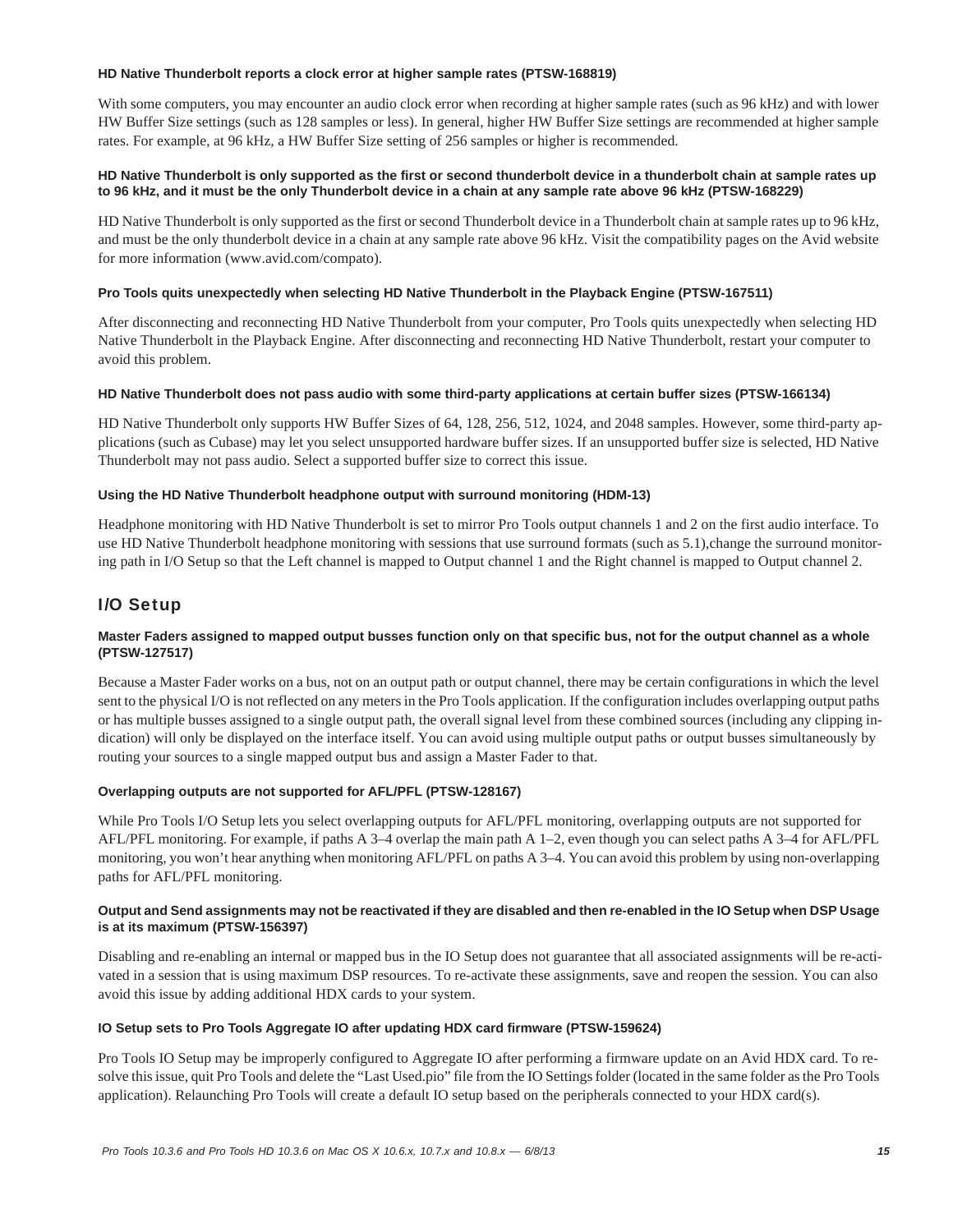#### HD Native Thunderbolt reports a clock error at higher sample rates (PTSW-168819)

With some computers, you may encounter an audio clock error when recording at higher sample rates (such as 96 kHz) and with lower HW Buffer Size settings (such as 128 samples or less). In general, higher HW Buffer Size settings are recommended at higher sample rates. For example, at 96 kHz, a HW Buffer Size setting of 256 samples or higher is recommended.

#### HD Native Thunderbolt is only supported as the first or second thunderbolt device in a thunderbolt chain at sample rates up to 96 kHz, and it must be the only Thunderbolt device in a chain at any sample rate above 96 kHz (PTSW-168229)

HD Native Thunderbolt is only supported as the first or second Thunderbolt device in a Thunderbolt chain at sample rates up to 96 kHz, and must be the only thunderbolt device in a chain at any sample rate above 96 kHz. Visit the compatibility pages on the Avid website for more information (www.avid.com/compato).

#### Pro Tools quits unexpectedly when selecting HD Native Thunderbolt in the Playback Engine (PTSW-167511)

After disconnecting and reconnecting HD Native Thunderbolt from your computer, Pro Tools quits unexpectedly when selecting HD Native Thunderbolt in the Playback Engine. After disconnecting and reconnecting HD Native Thunderbolt, restart your computer to avoid this problem.

#### HD Native Thunderbolt does not pass audio with some third-party applications at certain buffer sizes (PTSW-166134)

HD Native Thunderbolt only supports HW Buffer Sizes of 64, 128, 256, 512, 1024, and 2048 samples. However, some third-party applications (such as Cubase) may let you select unsupported hardware buffer sizes. If an unsupported buffer size is selected, HD Native Thunderbolt may not pass audio. Select a supported buffer size to correct this issue.

#### Using the HD Native Thunderbolt headphone output with surround monitoring (HDM-13)

Headphone monitoring with HD Native Thunderbolt is set to mirror Pro Tools output channels 1 and 2 on the first audio interface. To use HD Native Thunderbolt headphone monitoring with sessions that use surround formats (such as 5.1),change the surround monitoring path in I/O Setup so that the Left channel is mapped to Output channel 1 and the Right channel is mapped to Output channel 2.

## I/O Setup

#### Master Faders assigned to mapped output busses function only on that specific bus, not for the output channel as a whole (PTSW-127517)

Because a Master Fader works on a bus, not on an output path or output channel, there may be certain configurations in which the level sent to the physical I/O is not reflected on any meters in the Pro Tools application. If the configuration includes overlapping output paths or has multiple busses assigned to a single output path, the overall signal level from these combined sources (including any clipping indication) will only be displayed on the interface itself. You can avoid using multiple output paths or output busses simultaneously by routing your sources to a single mapped output bus and assign a Master Fader to that.

#### Overlapping outputs are not supported for AFL/PFL (PTSW-128167)

While Pro Tools I/O Setup lets you select overlapping outputs for AFL/PFL monitoring, overlapping outputs are not supported for AFL/PFL monitoring. For example, if paths A 3–4 overlap the main path A 1–2, even though you can select paths A 3–4 for AFL/PFL monitoring, you won't hear anything when monitoring AFL/PFL on paths A 3–4. You can avoid this problem by using non-overlapping paths for AFL/PFL monitoring.

#### Output and Send assignments may not be reactivated if they are disabled and then re-enabled in the IO Setup when DSP Usage is at its maximum (PTSW-156397)

Disabling and re-enabling an internal or mapped bus in the IO Setup does not guarantee that all associated assignments will be re-activated in a session that is using maximum DSP resources. To re-activate these assignments, save and reopen the session. You can also avoid this issue by adding additional HDX cards to your system.

#### IO Setup sets to Pro Tools Aggregate IO after updating HDX card firmware (PTSW-159624)

Pro Tools IO Setup may be improperly configured to Aggregate IO after performing a firmware update on an Avid HDX card. To resolve this issue, quit Pro Tools and delete the "Last Used.pio" file from the IO Settings folder (located in the same folder as the Pro Tools application). Relaunching Pro Tools will create a default IO setup based on the peripherals connected to your HDX card(s).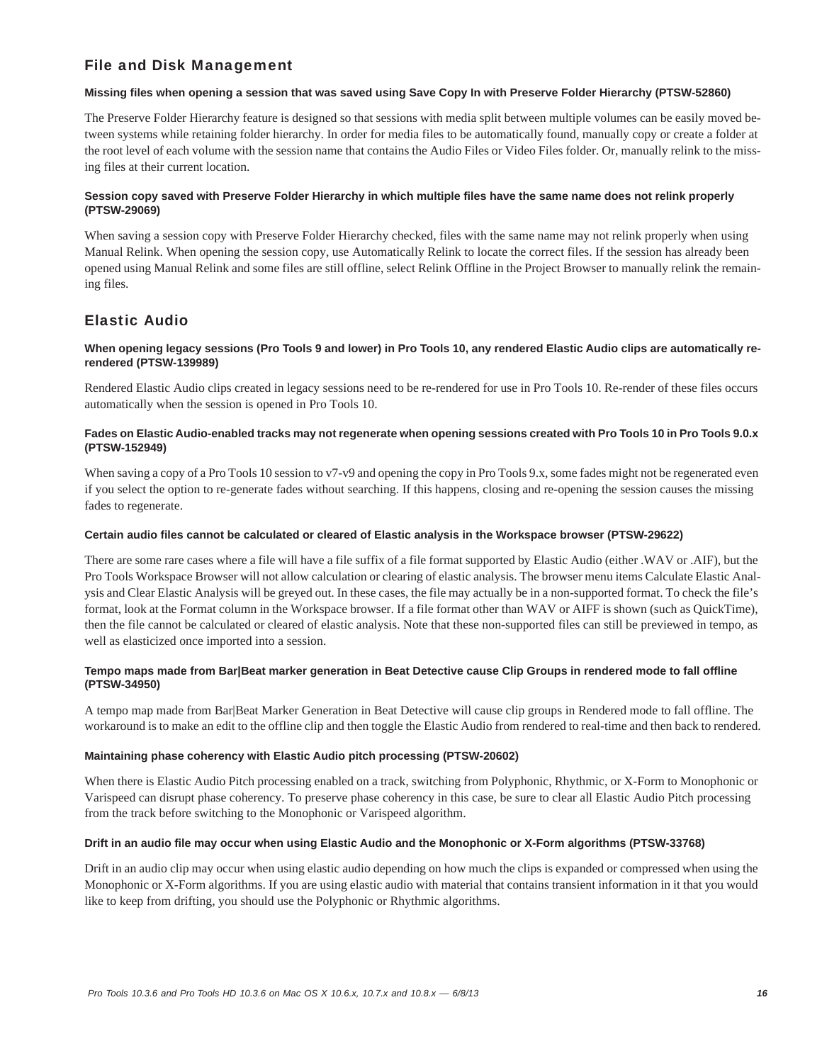## File and Disk Management

**Missing files when opening a session that was saved using Save Copy In with Preserve Folder Hierarchy (PTSW-52860)**

The Preserve Folder Hierarchy feature is designed so that sessions with media split between multiple volumes can be easily moved between systems while retaining folder hierarchy. In order for media files to be automatically found, manually copy or create a folder at the root level of each volume with the session name that contains the Audio Files or Video Files folder. Or, manually relink to the missing files at their current location.

**Session copy saved with Preserve Folder Hierarchy in which multiple files have the same name does not relink properly (PTSW-29069)**

When saving a session copy with Preserve Folder Hierarchy checked, files with the same name may not relink properly when using Manual Relink. When opening the session copy, use Automatically Relink to locate the correct files. If the session has already been opened using Manual Relink and some files are still offline, select Relink Offline in the Project Browser to manually relink the remaining files.

## Elastic Audio

**When opening legacy sessions (Pro Tools 9 and lower) in Pro Tools 10, any rendered Elastic Audio clips are automatically re-rendered (PTSW-139989)**

Rendered Elastic Audio clips created in legacy sessions need to be re-rendered for use in Pro Tools 10. Re-render of these files occurs automatically when the session is opened in Pro Tools 10.

**Fades on Elastic Audio-enabled tracks may not regenerate when opening sessions created with Pro Tools 10 in Pro Tools 9.0.x (PTSW-152949)**

When saving a copy of a Pro Tools 10 session to v7-v9 and opening the copy in Pro Tools 9.x, some fades might not be regenerated even if you select the option to re-generate fades without searching. If this happens, closing and re-opening the session causes the missing fades to regenerate.

**Certain audio files cannot be calculated or cleared of Elastic analysis in the Workspace browser (PTSW-29622)**

There are some rare cases where a file will have a file suffix of a file format supported by Elastic Audio (either .WAV or .AIF), but the Pro Tools Workspace Browser will not allow calculation or clearing of elastic analysis. The browser menu items Calculate Elastic Analysis and Clear Elastic Analysis will be greyed out. In these cases, the file may actually be in a non-supported format. To check the file's format, look at the Format column in the Workspace browser. If a file format other than WAV or AIFF is shown (such as QuickTime), then the file cannot be calculated or cleared of elastic analysis. Note that these non-supported files can still be previewed in tempo, as well as elasticized once imported into a session.

**Tempo maps made from Bar|Beat marker generation in Beat Detective cause Clip Groups in rendered mode to fall offline (PTSW-34950)**

A tempo map made from Bar|Beat Marker Generation in Beat Detective will cause clip groups in Rendered mode to fall offline. The workaround is to make an edit to the offline clip and then toggle the Elastic Audio from rendered to real-time and then back to rendered.

**Maintaining phase coherency with Elastic Audio pitch processing (PTSW-20602)**

When there is Elastic Audio Pitch processing enabled on a track, switching from Polyphonic, Rhythmic, or X-Form to Monophonic or Varispeed can disrupt phase coherency. To preserve phase coherency in this case, be sure to clear all Elastic Audio Pitch processing from the track before switching to the Monophonic or Varispeed algorithm.

**Drift in an audio file may occur when using Elastic Audio and the Monophonic or X-Form algorithms (PTSW-33768)**

Drift in an audio clip may occur when using elastic audio depending on how much the clips is expanded or compressed when using the Monophonic or X-Form algorithms. If you are using elastic audio with material that contains transient information in it that you would like to keep from drifting, you should use the Polyphonic or Rhythmic algorithms.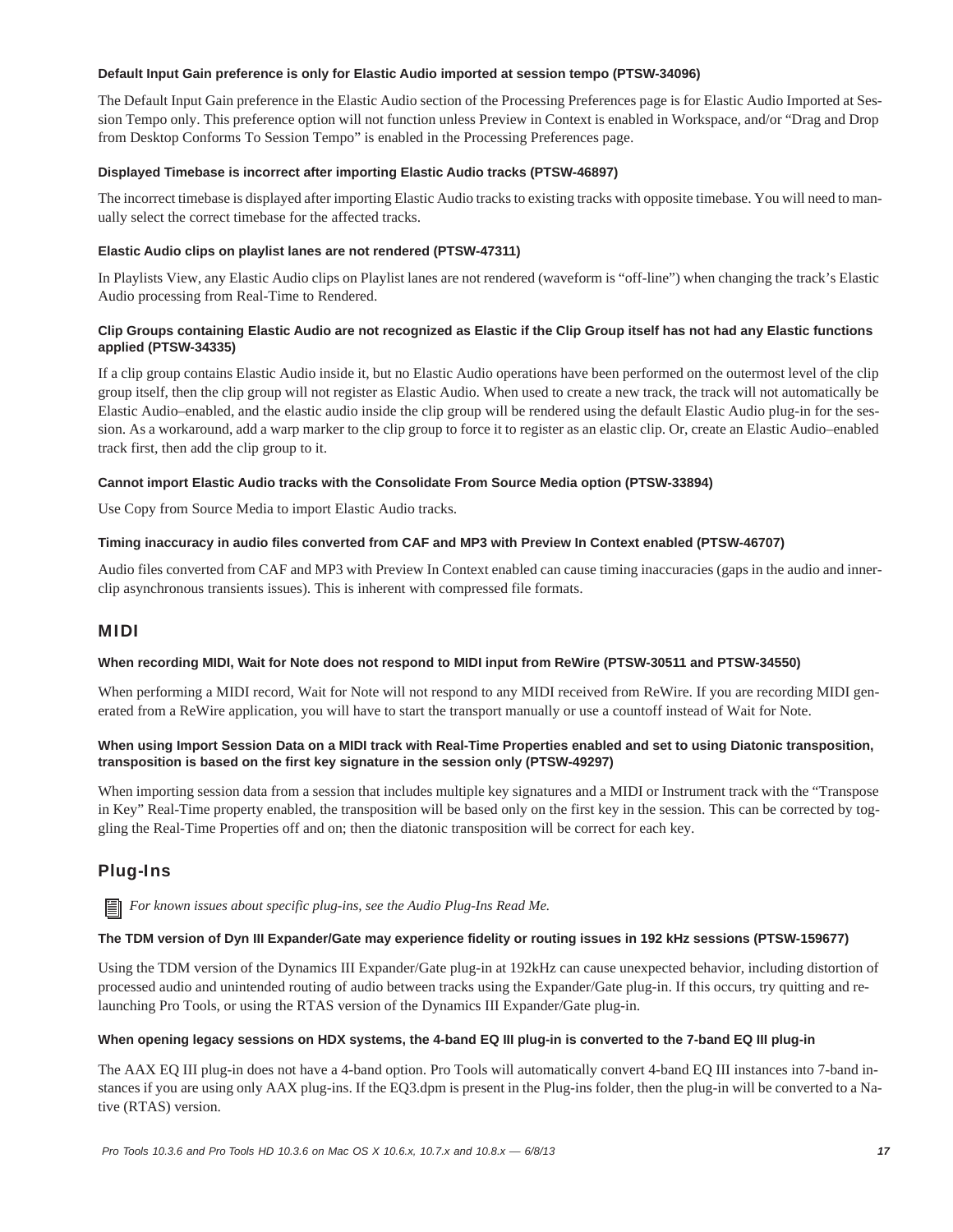#### Default Input Gain preference is only for Elastic Audio imported at session tempo (PTSW-34096)

The Default Input Gain preference in the Elastic Audio section of the Processing Preferences page is for Elastic Audio Imported at Session Tempo only. This preference option will not function unless Preview in Context is enabled in Workspace, and/or "Drag and Drop from Desktop Conforms To Session Tempo" is enabled in the Processing Preferences page.

#### Displayed Timebase is incorrect after importing Elastic Audio tracks (PTSW-46897)

The incorrect timebase is displayed after importing Elastic Audio tracks to existing tracks with opposite timebase. You will need to manually select the correct timebase for the affected tracks.

#### Elastic Audio clips on playlist lanes are not rendered (PTSW-47311)

In Playlists View, any Elastic Audio clips on Playlist lanes are not rendered (waveform is "off-line") when changing the track's Elastic Audio processing from Real-Time to Rendered.

#### Clip Groups containing Elastic Audio are not recognized as Elastic if the Clip Group itself has not had any Elastic functions applied (PTSW-34335)

If a clip group contains Elastic Audio inside it, but no Elastic Audio operations have been performed on the outermost level of the clip group itself, then the clip group will not register as Elastic Audio. When used to create a new track, the track will not automatically be Elastic Audio–enabled, and the elastic audio inside the clip group will be rendered using the default Elastic Audio plug-in for the session. As a workaround, add a warp marker to the clip group to force it to register as an elastic clip. Or, create an Elastic Audio–enabled track first, then add the clip group to it.

#### Cannot import Elastic Audio tracks with the Consolidate From Source Media option (PTSW-33894)

Use Copy from Source Media to import Elastic Audio tracks.

#### Timing inaccuracy in audio files converted from CAF and MP3 with Preview In Context enabled (PTSW-46707)

Audio files converted from CAF and MP3 with Preview In Context enabled can cause timing inaccuracies (gaps in the audio and inner-clip asynchronous transients issues). This is inherent with compressed file formats.

## MIDI

#### When recording MIDI, Wait for Note does not respond to MIDI input from ReWire (PTSW-30511 and PTSW-34550)

When performing a MIDI record, Wait for Note will not respond to any MIDI received from ReWire. If you are recording MIDI generated from a ReWire application, you will have to start the transport manually or use a countoff instead of Wait for Note.

#### When using Import Session Data on a MIDI track with Real-Time Properties enabled and set to using Diatonic transposition, transposition is based on the first key signature in the session only (PTSW-49297)

When importing session data from a session that includes multiple key signatures and a MIDI or Instrument track with the "Transpose in Key" Real-Time property enabled, the transposition will be based only on the first key in the session. This can be corrected by toggling the Real-Time Properties off and on; then the diatonic transposition will be correct for each key.

## Plug-Ins

*For known issues about specific plug-ins, see the Audio Plug-Ins Read Me.*

#### The TDM version of Dyn III Expander/Gate may experience fidelity or routing issues in 192 kHz sessions (PTSW-159677)

Using the TDM version of the Dynamics III Expander/Gate plug-in at 192kHz can cause unexpected behavior, including distortion of processed audio and unintended routing of audio between tracks using the Expander/Gate plug-in. If this occurs, try quitting and relaunching Pro Tools, or using the RTAS version of the Dynamics III Expander/Gate plug-in.

#### When opening legacy sessions on HDX systems, the 4-band EQ III plug-in is converted to the 7-band EQ III plug-in

The AAX EQ III plug-in does not have a 4-band option. Pro Tools will automatically convert 4-band EQ III instances into 7-band instances if you are using only AAX plug-ins. If the EQ3.dpm is present in the Plug-ins folder, then the plug-in will be converted to a Native (RTAS) version.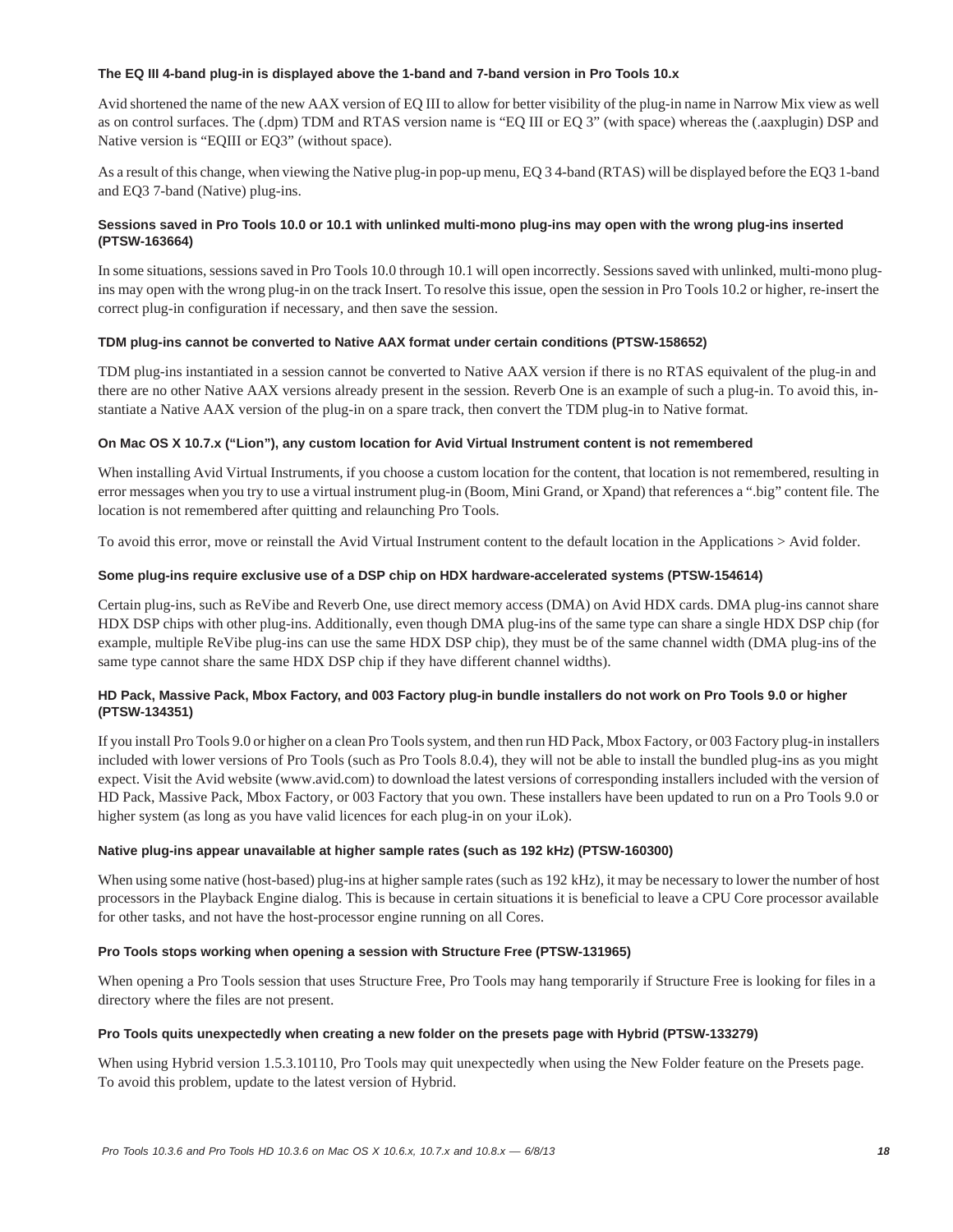### The EQ III 4-band plug-in is displayed above the 1-band and 7-band version in Pro Tools 10.x

Avid shortened the name of the new AAX version of EQ III to allow for better visibility of the plug-in name in Narrow Mix view as well as on control surfaces. The (.dpm) TDM and RTAS version name is "EQ III or EQ 3" (with space) whereas the (.aaxplugin) DSP and Native version is "EQIII or EQ3" (without space).

As a result of this change, when viewing the Native plug-in pop-up menu, EQ 3 4-band (RTAS) will be displayed before the EQ3 1-band and EQ3 7-band (Native) plug-ins.

### Sessions saved in Pro Tools 10.0 or 10.1 with unlinked multi-mono plug-ins may open with the wrong plug-ins inserted (PTSW-163664)

In some situations, sessions saved in Pro Tools 10.0 through 10.1 will open incorrectly. Sessions saved with unlinked, multi-mono plug-ins may open with the wrong plug-in on the track Insert. To resolve this issue, open the session in Pro Tools 10.2 or higher, re-insert the correct plug-in configuration if necessary, and then save the session.

### TDM plug-ins cannot be converted to Native AAX format under certain conditions (PTSW-158652)

TDM plug-ins instantiated in a session cannot be converted to Native AAX version if there is no RTAS equivalent of the plug-in and there are no other Native AAX versions already present in the session. Reverb One is an example of such a plug-in. To avoid this, instantiate a Native AAX version of the plug-in on a spare track, then convert the TDM plug-in to Native format.

### On Mac OS X 10.7.x ("Lion"), any custom location for Avid Virtual Instrument content is not remembered

When installing Avid Virtual Instruments, if you choose a custom location for the content, that location is not remembered, resulting in error messages when you try to use a virtual instrument plug-in (Boom, Mini Grand, or Xpand) that references a ".big" content file. The location is not remembered after quitting and relaunching Pro Tools.

To avoid this error, move or reinstall the Avid Virtual Instrument content to the default location in the Applications > Avid folder.

### Some plug-ins require exclusive use of a DSP chip on HDX hardware-accelerated systems (PTSW-154614)

Certain plug-ins, such as ReVibe and Reverb One, use direct memory access (DMA) on Avid HDX cards. DMA plug-ins cannot share HDX DSP chips with other plug-ins. Additionally, even though DMA plug-ins of the same type can share a single HDX DSP chip (for example, multiple ReVibe plug-ins can use the same HDX DSP chip), they must be of the same channel width (DMA plug-ins of the same type cannot share the same HDX DSP chip if they have different channel widths).

### HD Pack, Massive Pack, Mbox Factory, and 003 Factory plug-in bundle installers do not work on Pro Tools 9.0 or higher (PTSW-134351)

If you install Pro Tools 9.0 or higher on a clean Pro Tools system, and then run HD Pack, Mbox Factory, or 003 Factory plug-in installers included with lower versions of Pro Tools (such as Pro Tools 8.0.4), they will not be able to install the bundled plug-ins as you might expect. Visit the Avid website (www.avid.com) to download the latest versions of corresponding installers included with the version of HD Pack, Massive Pack, Mbox Factory, or 003 Factory that you own. These installers have been updated to run on a Pro Tools 9.0 or higher system (as long as you have valid licences for each plug-in on your iLok).

### Native plug-ins appear unavailable at higher sample rates (such as 192 kHz) (PTSW-160300)

When using some native (host-based) plug-ins at higher sample rates (such as 192 kHz), it may be necessary to lower the number of host processors in the Playback Engine dialog. This is because in certain situations it is beneficial to leave a CPU Core processor available for other tasks, and not have the host-processor engine running on all Cores.

### Pro Tools stops working when opening a session with Structure Free (PTSW-131965)

When opening a Pro Tools session that uses Structure Free, Pro Tools may hang temporarily if Structure Free is looking for files in a directory where the files are not present.

### Pro Tools quits unexpectedly when creating a new folder on the presets page with Hybrid (PTSW-133279)

When using Hybrid version 1.5.3.10110, Pro Tools may quit unexpectedly when using the New Folder feature on the Presets page. To avoid this problem, update to the latest version of Hybrid.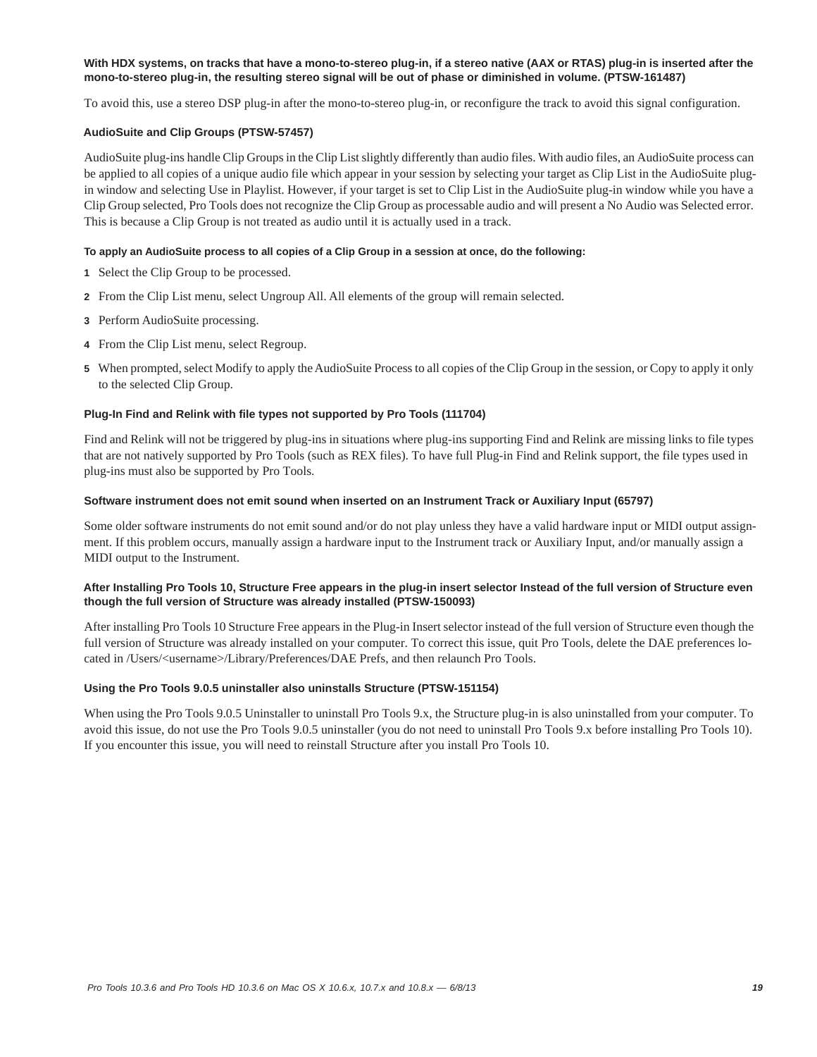#### With HDX systems, on tracks that have a mono-to-stereo plug-in, if a stereo native (AAX or RTAS) plug-in is inserted after the mono-to-stereo plug-in, the resulting stereo signal will be out of phase or diminished in volume. (PTSW-161487)

To avoid this, use a stereo DSP plug-in after the mono-to-stereo plug-in, or reconfigure the track to avoid this signal configuration.

#### AudioSuite and Clip Groups (PTSW-57457)

AudioSuite plug-ins handle Clip Groups in the Clip List slightly differently than audio files. With audio files, an AudioSuite process can be applied to all copies of a unique audio file which appear in your session by selecting your target as Clip List in the AudioSuite plug-in window and selecting Use in Playlist. However, if your target is set to Clip List in the AudioSuite plug-in window while you have a Clip Group selected, Pro Tools does not recognize the Clip Group as processable audio and will present a No Audio was Selected error. This is because a Clip Group is not treated as audio until it is actually used in a track.

**To apply an AudioSuite process to all copies of a Clip Group in a session at once, do the following:**

1. Select the Clip Group to be processed.
2. From the Clip List menu, select Ungroup All. All elements of the group will remain selected.
3. Perform AudioSuite processing.
4. From the Clip List menu, select Regroup.
5. When prompted, select Modify to apply the AudioSuite Process to all copies of the Clip Group in the session, or Copy to apply it only to the selected Clip Group.

#### Plug-In Find and Relink with file types not supported by Pro Tools (111704)

Find and Relink will not be triggered by plug-ins in situations where plug-ins supporting Find and Relink are missing links to file types that are not natively supported by Pro Tools (such as REX files). To have full Plug-in Find and Relink support, the file types used in plug-ins must also be supported by Pro Tools.

#### Software instrument does not emit sound when inserted on an Instrument Track or Auxiliary Input (65797)

Some older software instruments do not emit sound and/or do not play unless they have a valid hardware input or MIDI output assignment. If this problem occurs, manually assign a hardware input to the Instrument track or Auxiliary Input, and/or manually assign a MIDI output to the Instrument.

#### After Installing Pro Tools 10, Structure Free appears in the plug-in insert selector Instead of the full version of Structure even though the full version of Structure was already installed (PTSW-150093)

After installing Pro Tools 10 Structure Free appears in the Plug-in Insert selector instead of the full version of Structure even though the full version of Structure was already installed on your computer. To correct this issue, quit Pro Tools, delete the DAE preferences located in /Users/<username>/Library/Preferences/DAE Prefs, and then relaunch Pro Tools.

#### Using the Pro Tools 9.0.5 uninstaller also uninstalls Structure (PTSW-151154)

When using the Pro Tools 9.0.5 Uninstaller to uninstall Pro Tools 9.x, the Structure plug-in is also uninstalled from your computer. To avoid this issue, do not use the Pro Tools 9.0.5 uninstaller (you do not need to uninstall Pro Tools 9.x before installing Pro Tools 10). If you encounter this issue, you will need to reinstall Structure after you install Pro Tools 10.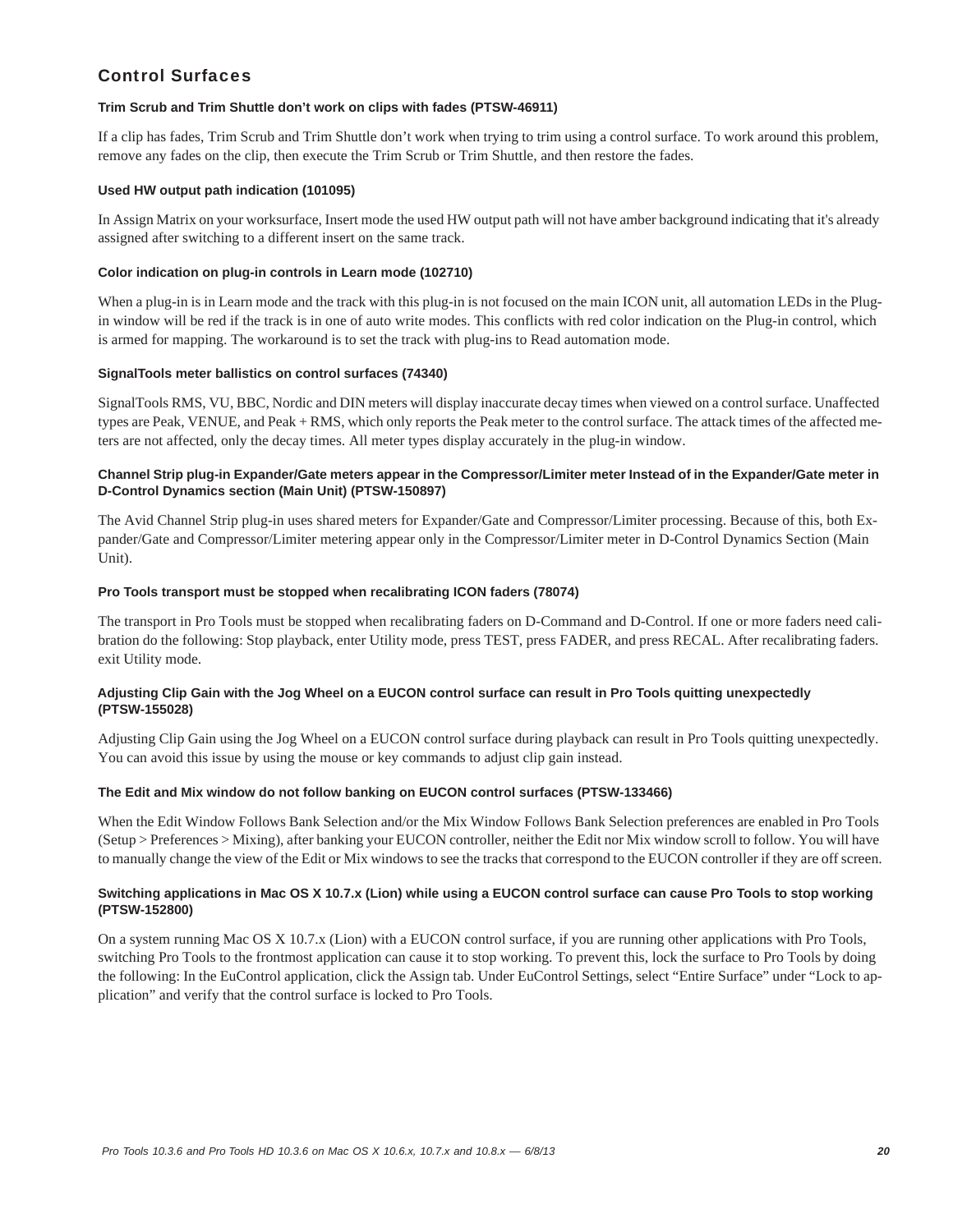## Control Surfaces

### Trim Scrub and Trim Shuttle don't work on clips with fades (PTSW-46911)

If a clip has fades, Trim Scrub and Trim Shuttle don't work when trying to trim using a control surface. To work around this problem, remove any fades on the clip, then execute the Trim Scrub or Trim Shuttle, and then restore the fades.

### Used HW output path indication (101095)

In Assign Matrix on your worksurface, Insert mode the used HW output path will not have amber background indicating that it's already assigned after switching to a different insert on the same track.

### Color indication on plug-in controls in Learn mode (102710)

When a plug-in is in Learn mode and the track with this plug-in is not focused on the main ICON unit, all automation LEDs in the Plug-in window will be red if the track is in one of auto write modes. This conflicts with red color indication on the Plug-in control, which is armed for mapping. The workaround is to set the track with plug-ins to Read automation mode.

### SignalTools meter ballistics on control surfaces (74340)

SignalTools RMS, VU, BBC, Nordic and DIN meters will display inaccurate decay times when viewed on a control surface. Unaffected types are Peak, VENUE, and Peak + RMS, which only reports the Peak meter to the control surface. The attack times of the affected meters are not affected, only the decay times. All meter types display accurately in the plug-in window.

### Channel Strip plug-in Expander/Gate meters appear in the Compressor/Limiter meter Instead of in the Expander/Gate meter in D-Control Dynamics section (Main Unit) (PTSW-150897)

The Avid Channel Strip plug-in uses shared meters for Expander/Gate and Compressor/Limiter processing. Because of this, both Expander/Gate and Compressor/Limiter metering appear only in the Compressor/Limiter meter in D-Control Dynamics Section (Main Unit).

### Pro Tools transport must be stopped when recalibrating ICON faders (78074)

The transport in Pro Tools must be stopped when recalibrating faders on D-Command and D-Control. If one or more faders need calibration do the following: Stop playback, enter Utility mode, press TEST, press FADER, and press RECAL. After recalibrating faders. exit Utility mode.

### Adjusting Clip Gain with the Jog Wheel on a EUCON control surface can result in Pro Tools quitting unexpectedly (PTSW-155028)

Adjusting Clip Gain using the Jog Wheel on a EUCON control surface during playback can result in Pro Tools quitting unexpectedly. You can avoid this issue by using the mouse or key commands to adjust clip gain instead.

### The Edit and Mix window do not follow banking on EUCON control surfaces (PTSW-133466)

When the Edit Window Follows Bank Selection and/or the Mix Window Follows Bank Selection preferences are enabled in Pro Tools (Setup > Preferences > Mixing), after banking your EUCON controller, neither the Edit nor Mix window scroll to follow. You will have to manually change the view of the Edit or Mix windows to see the tracks that correspond to the EUCON controller if they are off screen.

### Switching applications in Mac OS X 10.7.x (Lion) while using a EUCON control surface can cause Pro Tools to stop working (PTSW-152800)

On a system running Mac OS X 10.7.x (Lion) with a EUCON control surface, if you are running other applications with Pro Tools, switching Pro Tools to the frontmost application can cause it to stop working. To prevent this, lock the surface to Pro Tools by doing the following: In the EuControl application, click the Assign tab. Under EuControl Settings, select “Entire Surface” under “Lock to application” and verify that the control surface is locked to Pro Tools.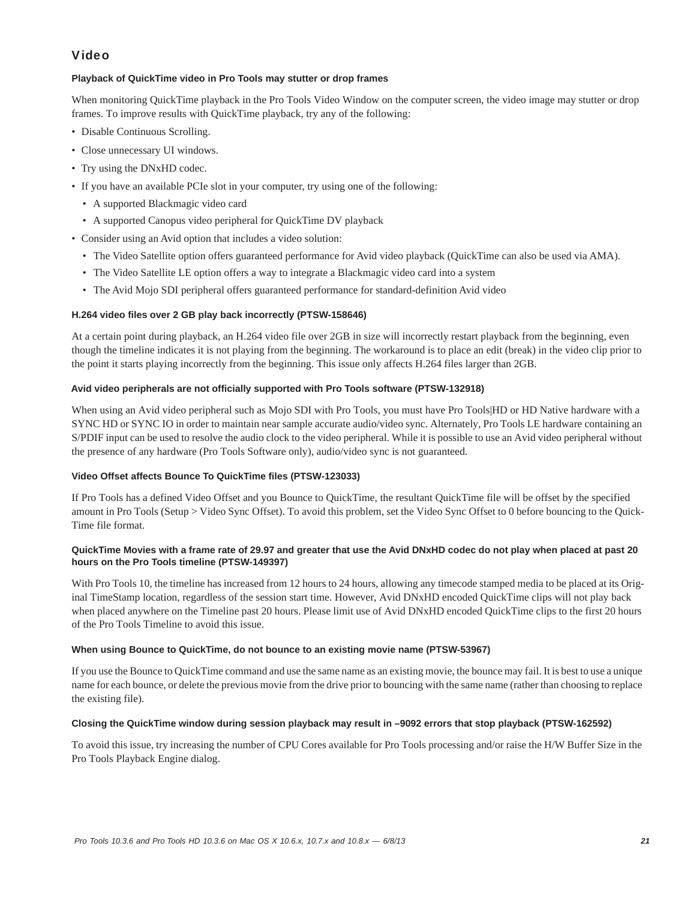## Video

#### Playback of QuickTime video in Pro Tools may stutter or drop frames

When monitoring QuickTime playback in the Pro Tools Video Window on the computer screen, the video image may stutter or drop frames. To improve results with QuickTime playback, try any of the following:

- Disable Continuous Scrolling.
- Close unnecessary UI windows.
- Try using the DNxHD codec.
- If you have an available PCIe slot in your computer, try using one of the following:
  - A supported Blackmagic video card
  - A supported Canopus video peripheral for QuickTime DV playback
- Consider using an Avid option that includes a video solution:
  - The Video Satellite option offers guaranteed performance for Avid video playback (QuickTime can also be used via AMA).
  - The Video Satellite LE option offers a way to integrate a Blackmagic video card into a system
  - The Avid Mojo SDI peripheral offers guaranteed performance for standard-definition Avid video

#### H.264 video files over 2 GB play back incorrectly (PTSW-158646)

At a certain point during playback, an H.264 video file over 2GB in size will incorrectly restart playback from the beginning, even though the timeline indicates it is not playing from the beginning. The workaround is to place an edit (break) in the video clip prior to the point it starts playing incorrectly from the beginning. This issue only affects H.264 files larger than 2GB.

#### Avid video peripherals are not officially supported with Pro Tools software (PTSW-132918)

When using an Avid video peripheral such as Mojo SDI with Pro Tools, you must have Pro Tools|HD or HD Native hardware with a SYNC HD or SYNC IO in order to maintain near sample accurate audio/video sync. Alternately, Pro Tools LE hardware containing an S/PDIF input can be used to resolve the audio clock to the video peripheral. While it is possible to use an Avid video peripheral without the presence of any hardware (Pro Tools Software only), audio/video sync is not guaranteed.

#### Video Offset affects Bounce To QuickTime files (PTSW-123033)

If Pro Tools has a defined Video Offset and you Bounce to QuickTime, the resultant QuickTime file will be offset by the specified amount in Pro Tools (Setup > Video Sync Offset). To avoid this problem, set the Video Sync Offset to 0 before bouncing to the QuickTime file format.

#### QuickTime Movies with a frame rate of 29.97 and greater that use the Avid DNxHD codec do not play when placed at past 20 hours on the Pro Tools timeline (PTSW-149397)

With Pro Tools 10, the timeline has increased from 12 hours to 24 hours, allowing any timecode stamped media to be placed at its Original TimeStamp location, regardless of the session start time. However, Avid DNxHD encoded QuickTime clips will not play back when placed anywhere on the Timeline past 20 hours. Please limit use of Avid DNxHD encoded QuickTime clips to the first 20 hours of the Pro Tools Timeline to avoid this issue.

#### When using Bounce to QuickTime, do not bounce to an existing movie name (PTSW-53967)

If you use the Bounce to QuickTime command and use the same name as an existing movie, the bounce may fail. It is best to use a unique name for each bounce, or delete the previous movie from the drive prior to bouncing with the same name (rather than choosing to replace the existing file).

#### Closing the QuickTime window during session playback may result in –9092 errors that stop playback (PTSW-162592)

To avoid this issue, try increasing the number of CPU Cores available for Pro Tools processing and/or raise the H/W Buffer Size in the Pro Tools Playback Engine dialog.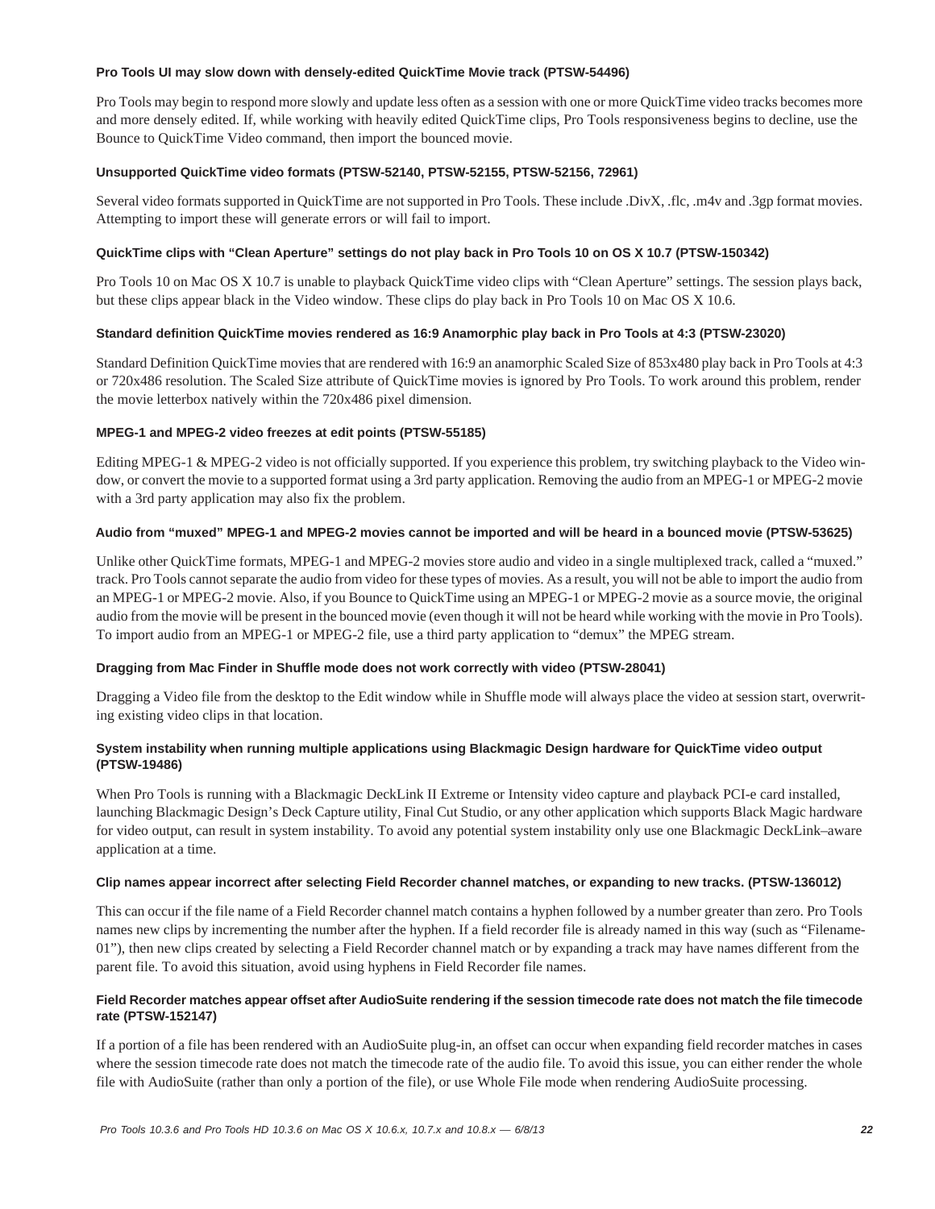**Pro Tools UI may slow down with densely-edited QuickTime Movie track (PTSW-54496)**

Pro Tools may begin to respond more slowly and update less often as a session with one or more QuickTime video tracks becomes more and more densely edited. If, while working with heavily edited QuickTime clips, Pro Tools responsiveness begins to decline, use the Bounce to QuickTime Video command, then import the bounced movie.

**Unsupported QuickTime video formats (PTSW-52140, PTSW-52155, PTSW-52156, 72961)**

Several video formats supported in QuickTime are not supported in Pro Tools. These include .DivX, .flc, .m4v and .3gp format movies. Attempting to import these will generate errors or will fail to import.

**QuickTime clips with "Clean Aperture" settings do not play back in Pro Tools 10 on OS X 10.7 (PTSW-150342)**

Pro Tools 10 on Mac OS X 10.7 is unable to playback QuickTime video clips with "Clean Aperture" settings. The session plays back, but these clips appear black in the Video window. These clips do play back in Pro Tools 10 on Mac OS X 10.6.

**Standard definition QuickTime movies rendered as 16:9 Anamorphic play back in Pro Tools at 4:3 (PTSW-23020)**

Standard Definition QuickTime movies that are rendered with 16:9 an anamorphic Scaled Size of 853x480 play back in Pro Tools at 4:3 or 720x486 resolution. The Scaled Size attribute of QuickTime movies is ignored by Pro Tools. To work around this problem, render the movie letterbox natively within the 720x486 pixel dimension.

**MPEG-1 and MPEG-2 video freezes at edit points (PTSW-55185)**

Editing MPEG-1 & MPEG-2 video is not officially supported. If you experience this problem, try switching playback to the Video window, or convert the movie to a supported format using a 3rd party application. Removing the audio from an MPEG-1 or MPEG-2 movie with a 3rd party application may also fix the problem.

**Audio from "muxed" MPEG-1 and MPEG-2 movies cannot be imported and will be heard in a bounced movie (PTSW-53625)**

Unlike other QuickTime formats, MPEG-1 and MPEG-2 movies store audio and video in a single multiplexed track, called a "muxed." track. Pro Tools cannot separate the audio from video for these types of movies. As a result, you will not be able to import the audio from an MPEG-1 or MPEG-2 movie. Also, if you Bounce to QuickTime using an MPEG-1 or MPEG-2 movie as a source movie, the original audio from the movie will be present in the bounced movie (even though it will not be heard while working with the movie in Pro Tools). To import audio from an MPEG-1 or MPEG-2 file, use a third party application to "demux" the MPEG stream.

**Dragging from Mac Finder in Shuffle mode does not work correctly with video (PTSW-28041)**

Dragging a Video file from the desktop to the Edit window while in Shuffle mode will always place the video at session start, overwriting existing video clips in that location.

**System instability when running multiple applications using Blackmagic Design hardware for QuickTime video output (PTSW-19486)**

When Pro Tools is running with a Blackmagic DeckLink II Extreme or Intensity video capture and playback PCI-e card installed, launching Blackmagic Design's Deck Capture utility, Final Cut Studio, or any other application which supports Black Magic hardware for video output, can result in system instability. To avoid any potential system instability only use one Blackmagic DeckLink–aware application at a time.

**Clip names appear incorrect after selecting Field Recorder channel matches, or expanding to new tracks. (PTSW-136012)**

This can occur if the file name of a Field Recorder channel match contains a hyphen followed by a number greater than zero. Pro Tools names new clips by incrementing the number after the hyphen. If a field recorder file is already named in this way (such as "Filename-01"), then new clips created by selecting a Field Recorder channel match or by expanding a track may have names different from the parent file. To avoid this situation, avoid using hyphens in Field Recorder file names.

**Field Recorder matches appear offset after AudioSuite rendering if the session timecode rate does not match the file timecode rate (PTSW-152147)**

If a portion of a file has been rendered with an AudioSuite plug-in, an offset can occur when expanding field recorder matches in cases where the session timecode rate does not match the timecode rate of the audio file. To avoid this issue, you can either render the whole file with AudioSuite (rather than only a portion of the file), or use Whole File mode when rendering AudioSuite processing.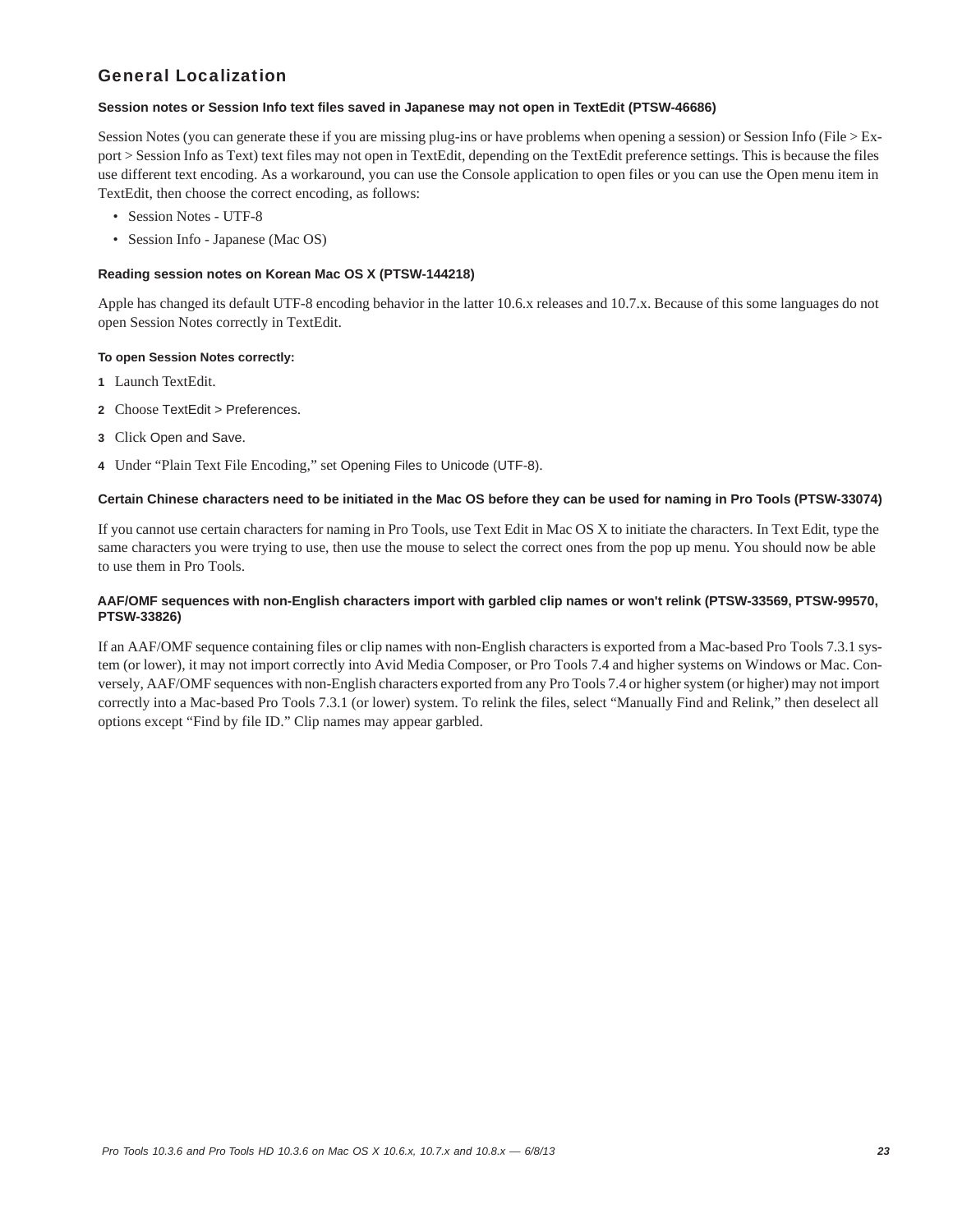## General Localization

### Session notes or Session Info text files saved in Japanese may not open in TextEdit (PTSW-46686)

Session Notes (you can generate these if you are missing plug-ins or have problems when opening a session) or Session Info (File > Export > Session Info as Text) text files may not open in TextEdit, depending on the TextEdit preference settings. This is because the files use different text encoding. As a workaround, you can use the Console application to open files or you can use the Open menu item in TextEdit, then choose the correct encoding, as follows:

- Session Notes - UTF-8
- Session Info - Japanese (Mac OS)

### Reading session notes on Korean Mac OS X (PTSW-144218)

Apple has changed its default UTF-8 encoding behavior in the latter 10.6.x releases and 10.7.x. Because of this some languages do not open Session Notes correctly in TextEdit.

**To open Session Notes correctly:**

1. Launch TextEdit.
2. Choose TextEdit > Preferences.
3. Click Open and Save.
4. Under "Plain Text File Encoding," set Opening Files to Unicode (UTF-8).

### Certain Chinese characters need to be initiated in the Mac OS before they can be used for naming in Pro Tools (PTSW-33074)

If you cannot use certain characters for naming in Pro Tools, use Text Edit in Mac OS X to initiate the characters. In Text Edit, type the same characters you were trying to use, then use the mouse to select the correct ones from the pop up menu. You should now be able to use them in Pro Tools.

### AAF/OMF sequences with non-English characters import with garbled clip names or won't relink (PTSW-33569, PTSW-99570, PTSW-33826)

If an AAF/OMF sequence containing files or clip names with non-English characters is exported from a Mac-based Pro Tools 7.3.1 system (or lower), it may not import correctly into Avid Media Composer, or Pro Tools 7.4 and higher systems on Windows or Mac. Conversely, AAF/OMF sequences with non-English characters exported from any Pro Tools 7.4 or higher system (or higher) may not import correctly into a Mac-based Pro Tools 7.3.1 (or lower) system. To relink the files, select "Manually Find and Relink," then deselect all options except "Find by file ID." Clip names may appear garbled.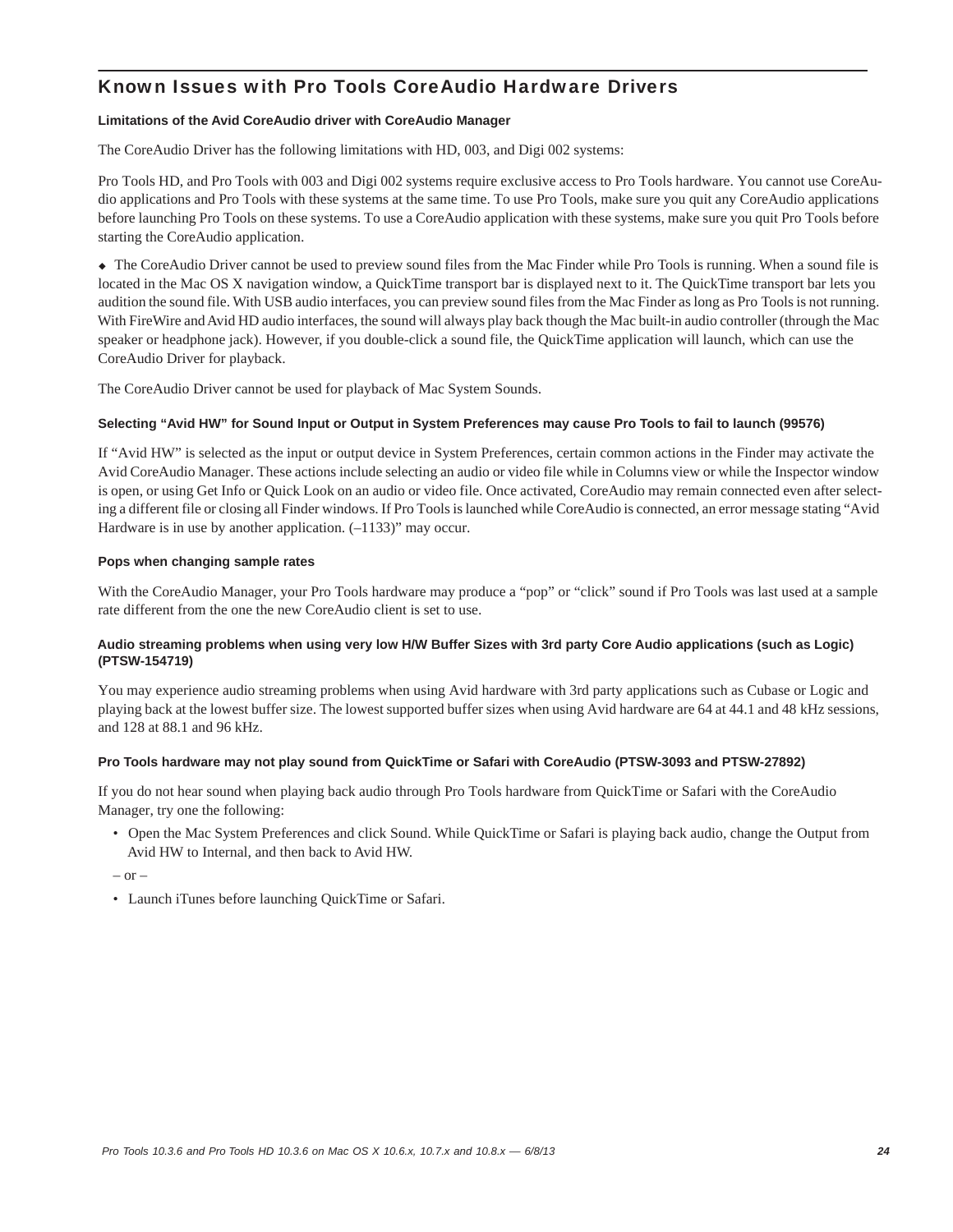## Known Issues with Pro Tools CoreAudio Hardware Drivers

**Limitations of the Avid CoreAudio driver with CoreAudio Manager**

The CoreAudio Driver has the following limitations with HD, 003, and Digi 002 systems:

Pro Tools HD, and Pro Tools with 003 and Digi 002 systems require exclusive access to Pro Tools hardware. You cannot use CoreAudio applications and Pro Tools with these systems at the same time. To use Pro Tools, make sure you quit any CoreAudio applications before launching Pro Tools on these systems. To use a CoreAudio application with these systems, make sure you quit Pro Tools before starting the CoreAudio application.

◆ The CoreAudio Driver cannot be used to preview sound files from the Mac Finder while Pro Tools is running. When a sound file is located in the Mac OS X navigation window, a QuickTime transport bar is displayed next to it. The QuickTime transport bar lets you audition the sound file. With USB audio interfaces, you can preview sound files from the Mac Finder as long as Pro Tools is not running. With FireWire and Avid HD audio interfaces, the sound will always play back though the Mac built-in audio controller (through the Mac speaker or headphone jack). However, if you double-click a sound file, the QuickTime application will launch, which can use the CoreAudio Driver for playback.

The CoreAudio Driver cannot be used for playback of Mac System Sounds.

**Selecting “Avid HW” for Sound Input or Output in System Preferences may cause Pro Tools to fail to launch (99576)**

If “Avid HW” is selected as the input or output device in System Preferences, certain common actions in the Finder may activate the Avid CoreAudio Manager. These actions include selecting an audio or video file while in Columns view or while the Inspector window is open, or using Get Info or Quick Look on an audio or video file. Once activated, CoreAudio may remain connected even after selecting a different file or closing all Finder windows. If Pro Tools is launched while CoreAudio is connected, an error message stating “Avid Hardware is in use by another application. (–1133)” may occur.

**Pops when changing sample rates**

With the CoreAudio Manager, your Pro Tools hardware may produce a “pop” or “click” sound if Pro Tools was last used at a sample rate different from the one the new CoreAudio client is set to use.

**Audio streaming problems when using very low H/W Buffer Sizes with 3rd party Core Audio applications (such as Logic) (PTSW-154719)**

You may experience audio streaming problems when using Avid hardware with 3rd party applications such as Cubase or Logic and playing back at the lowest buffer size. The lowest supported buffer sizes when using Avid hardware are 64 at 44.1 and 48 kHz sessions, and 128 at 88.1 and 96 kHz.

**Pro Tools hardware may not play sound from QuickTime or Safari with CoreAudio (PTSW-3093 and PTSW-27892)**

If you do not hear sound when playing back audio through Pro Tools hardware from QuickTime or Safari with the CoreAudio Manager, try one the following:

- Open the Mac System Preferences and click Sound. While QuickTime or Safari is playing back audio, change the Output from Avid HW to Internal, and then back to Avid HW.

– or –

- Launch iTunes before launching QuickTime or Safari.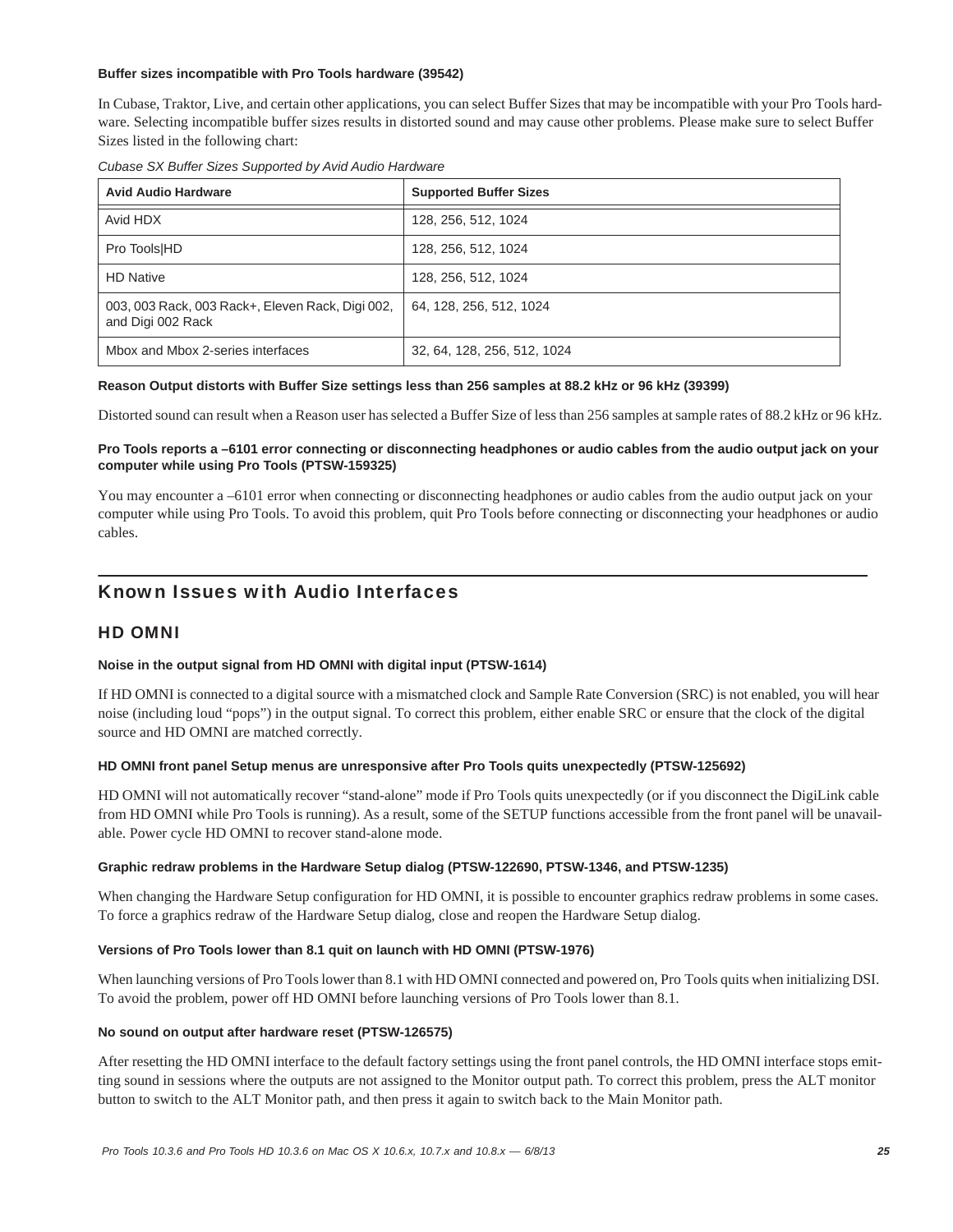**Buffer sizes incompatible with Pro Tools hardware (39542)**

In Cubase, Traktor, Live, and certain other applications, you can select Buffer Sizes that may be incompatible with your Pro Tools hardware. Selecting incompatible buffer sizes results in distorted sound and may cause other problems. Please make sure to select Buffer Sizes listed in the following chart:

*Cubase SX Buffer Sizes Supported by Avid Audio Hardware*

| Avid Audio Hardware | Supported Buffer Sizes |
|---|---|
| Avid HDX | 128, 256, 512, 1024 |
| Pro Tools\|HD | 128, 256, 512, 1024 |
| HD Native | 128, 256, 512, 1024 |
| 003, 003 Rack, 003 Rack+, Eleven Rack, Digi 002, and Digi 002 Rack | 64, 128, 256, 512, 1024 |
| Mbox and Mbox 2-series interfaces | 32, 64, 128, 256, 512, 1024 |

**Reason Output distorts with Buffer Size settings less than 256 samples at 88.2 kHz or 96 kHz (39399)**

Distorted sound can result when a Reason user has selected a Buffer Size of less than 256 samples at sample rates of 88.2 kHz or 96 kHz.

**Pro Tools reports a –6101 error connecting or disconnecting headphones or audio cables from the audio output jack on your computer while using Pro Tools (PTSW-159325)**

You may encounter a –6101 error when connecting or disconnecting headphones or audio cables from the audio output jack on your computer while using Pro Tools. To avoid this problem, quit Pro Tools before connecting or disconnecting your headphones or audio cables.

## Known Issues with Audio Interfaces

### HD OMNI

**Noise in the output signal from HD OMNI with digital input (PTSW-1614)**

If HD OMNI is connected to a digital source with a mismatched clock and Sample Rate Conversion (SRC) is not enabled, you will hear noise (including loud “pops”) in the output signal. To correct this problem, either enable SRC or ensure that the clock of the digital source and HD OMNI are matched correctly.

**HD OMNI front panel Setup menus are unresponsive after Pro Tools quits unexpectedly (PTSW-125692)**

HD OMNI will not automatically recover “stand-alone” mode if Pro Tools quits unexpectedly (or if you disconnect the DigiLink cable from HD OMNI while Pro Tools is running). As a result, some of the SETUP functions accessible from the front panel will be unavailable. Power cycle HD OMNI to recover stand-alone mode.

**Graphic redraw problems in the Hardware Setup dialog (PTSW-122690, PTSW-1346, and PTSW-1235)**

When changing the Hardware Setup configuration for HD OMNI, it is possible to encounter graphics redraw problems in some cases. To force a graphics redraw of the Hardware Setup dialog, close and reopen the Hardware Setup dialog.

**Versions of Pro Tools lower than 8.1 quit on launch with HD OMNI (PTSW-1976)**

When launching versions of Pro Tools lower than 8.1 with HD OMNI connected and powered on, Pro Tools quits when initializing DSI. To avoid the problem, power off HD OMNI before launching versions of Pro Tools lower than 8.1.

**No sound on output after hardware reset (PTSW-126575)**

After resetting the HD OMNI interface to the default factory settings using the front panel controls, the HD OMNI interface stops emitting sound in sessions where the outputs are not assigned to the Monitor output path. To correct this problem, press the ALT monitor button to switch to the ALT Monitor path, and then press it again to switch back to the Main Monitor path.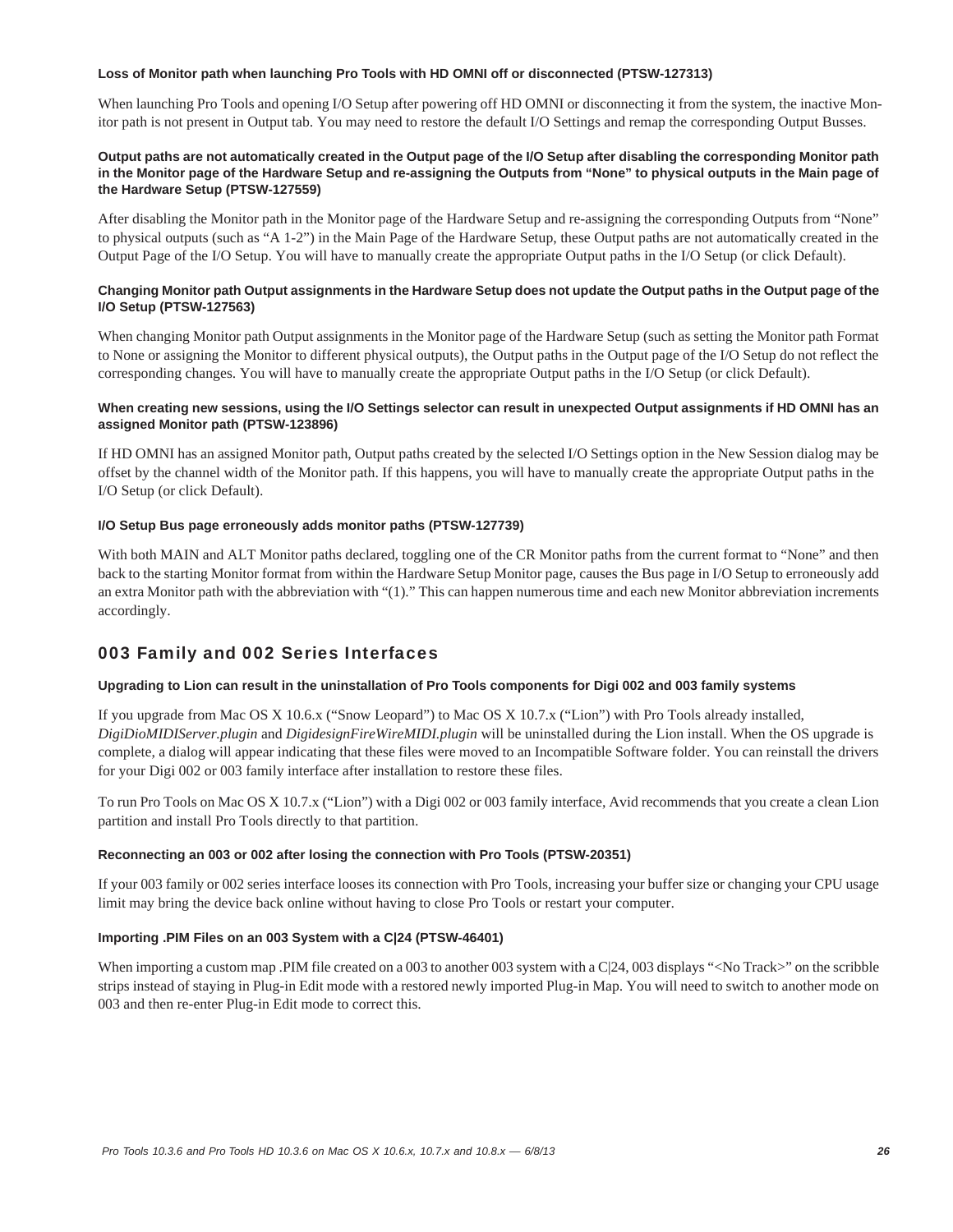#### Loss of Monitor path when launching Pro Tools with HD OMNI off or disconnected (PTSW-127313)

When launching Pro Tools and opening I/O Setup after powering off HD OMNI or disconnecting it from the system, the inactive Monitor path is not present in Output tab. You may need to restore the default I/O Settings and remap the corresponding Output Busses.

#### Output paths are not automatically created in the Output page of the I/O Setup after disabling the corresponding Monitor path in the Monitor page of the Hardware Setup and re-assigning the Outputs from “None” to physical outputs in the Main page of the Hardware Setup (PTSW-127559)

After disabling the Monitor path in the Monitor page of the Hardware Setup and re-assigning the corresponding Outputs from “None” to physical outputs (such as “A 1-2”) in the Main Page of the Hardware Setup, these Output paths are not automatically created in the Output Page of the I/O Setup. You will have to manually create the appropriate Output paths in the I/O Setup (or click Default).

#### Changing Monitor path Output assignments in the Hardware Setup does not update the Output paths in the Output page of the I/O Setup (PTSW-127563)

When changing Monitor path Output assignments in the Monitor page of the Hardware Setup (such as setting the Monitor path Format to None or assigning the Monitor to different physical outputs), the Output paths in the Output page of the I/O Setup do not reflect the corresponding changes. You will have to manually create the appropriate Output paths in the I/O Setup (or click Default).

#### When creating new sessions, using the I/O Settings selector can result in unexpected Output assignments if HD OMNI has an assigned Monitor path (PTSW-123896)

If HD OMNI has an assigned Monitor path, Output paths created by the selected I/O Settings option in the New Session dialog may be offset by the channel width of the Monitor path. If this happens, you will have to manually create the appropriate Output paths in the I/O Setup (or click Default).

#### I/O Setup Bus page erroneously adds monitor paths (PTSW-127739)

With both MAIN and ALT Monitor paths declared, toggling one of the CR Monitor paths from the current format to “None” and then back to the starting Monitor format from within the Hardware Setup Monitor page, causes the Bus page in I/O Setup to erroneously add an extra Monitor path with the abbreviation with “(1).” This can happen numerous time and each new Monitor abbreviation increments accordingly.

## 003 Family and 002 Series Interfaces

#### Upgrading to Lion can result in the uninstallation of Pro Tools components for Digi 002 and 003 family systems

If you upgrade from Mac OS X 10.6.x (“Snow Leopard”) to Mac OS X 10.7.x (“Lion”) with Pro Tools already installed, *DigiDioMIDIServer.plugin* and *DigidesignFireWireMIDI.plugin* will be uninstalled during the Lion install. When the OS upgrade is complete, a dialog will appear indicating that these files were moved to an Incompatible Software folder. You can reinstall the drivers for your Digi 002 or 003 family interface after installation to restore these files.

To run Pro Tools on Mac OS X 10.7.x (“Lion”) with a Digi 002 or 003 family interface, Avid recommends that you create a clean Lion partition and install Pro Tools directly to that partition.

#### Reconnecting an 003 or 002 after losing the connection with Pro Tools (PTSW-20351)

If your 003 family or 002 series interface looses its connection with Pro Tools, increasing your buffer size or changing your CPU usage limit may bring the device back online without having to close Pro Tools or restart your computer.

#### Importing .PIM Files on an 003 System with a C|24 (PTSW-46401)

When importing a custom map .PIM file created on a 003 to another 003 system with a C|24, 003 displays “<No Track>” on the scribble strips instead of staying in Plug-in Edit mode with a restored newly imported Plug-in Map. You will need to switch to another mode on 003 and then re-enter Plug-in Edit mode to correct this.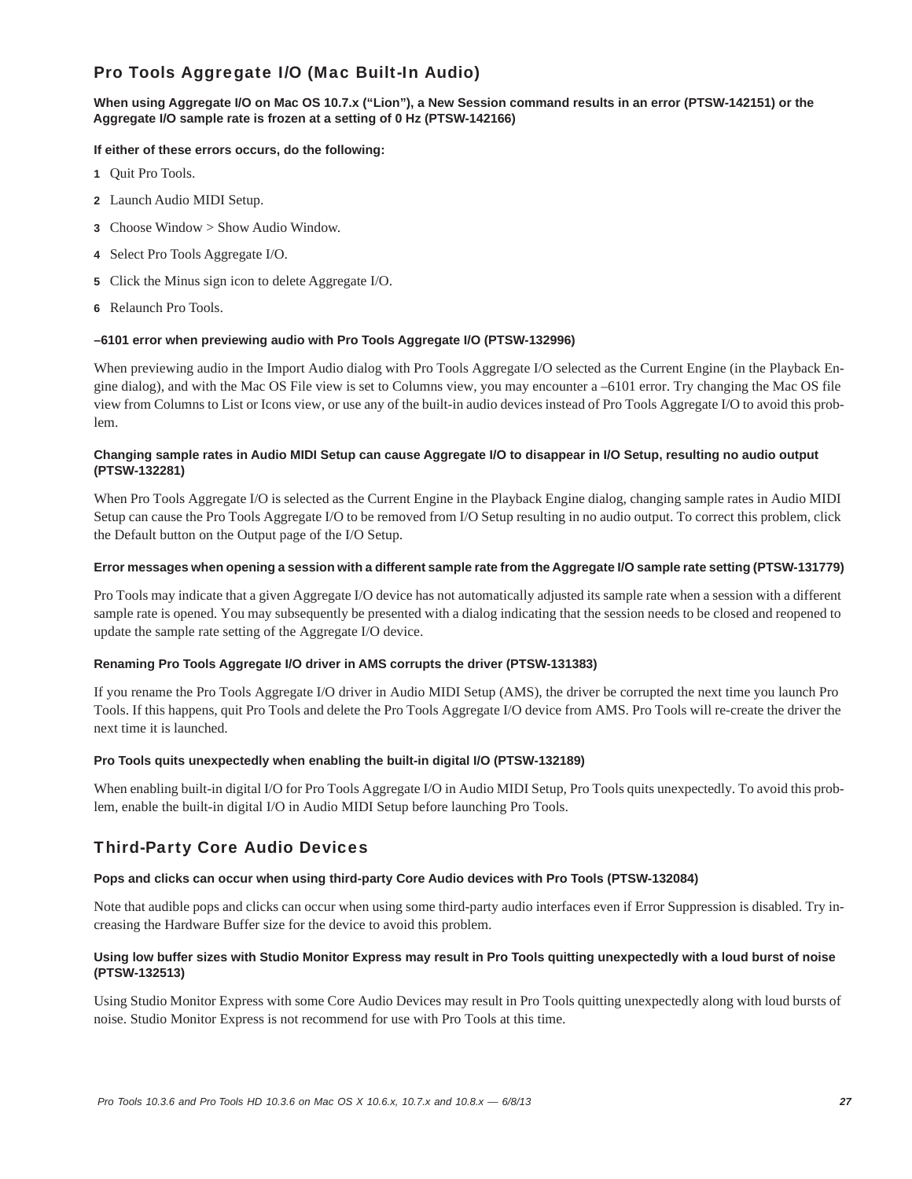## Pro Tools Aggregate I/O (Mac Built-In Audio)

**When using Aggregate I/O on Mac OS 10.7.x (“Lion”), a New Session command results in an error (PTSW-142151) or the Aggregate I/O sample rate is frozen at a setting of 0 Hz (PTSW-142166)**

**If either of these errors occurs, do the following:**

1. Quit Pro Tools.
2. Launch Audio MIDI Setup.
3. Choose Window > Show Audio Window.
4. Select Pro Tools Aggregate I/O.
5. Click the Minus sign icon to delete Aggregate I/O.
6. Relaunch Pro Tools.

**–6101 error when previewing audio with Pro Tools Aggregate I/O (PTSW-132996)**

When previewing audio in the Import Audio dialog with Pro Tools Aggregate I/O selected as the Current Engine (in the Playback Engine dialog), and with the Mac OS File view is set to Columns view, you may encounter a –6101 error. Try changing the Mac OS file view from Columns to List or Icons view, or use any of the built-in audio devices instead of Pro Tools Aggregate I/O to avoid this problem.

**Changing sample rates in Audio MIDI Setup can cause Aggregate I/O to disappear in I/O Setup, resulting no audio output (PTSW-132281)**

When Pro Tools Aggregate I/O is selected as the Current Engine in the Playback Engine dialog, changing sample rates in Audio MIDI Setup can cause the Pro Tools Aggregate I/O to be removed from I/O Setup resulting in no audio output. To correct this problem, click the Default button on the Output page of the I/O Setup.

**Error messages when opening a session with a different sample rate from the Aggregate I/O sample rate setting (PTSW-131779)**

Pro Tools may indicate that a given Aggregate I/O device has not automatically adjusted its sample rate when a session with a different sample rate is opened. You may subsequently be presented with a dialog indicating that the session needs to be closed and reopened to update the sample rate setting of the Aggregate I/O device.

**Renaming Pro Tools Aggregate I/O driver in AMS corrupts the driver (PTSW-131383)**

If you rename the Pro Tools Aggregate I/O driver in Audio MIDI Setup (AMS), the driver be corrupted the next time you launch Pro Tools. If this happens, quit Pro Tools and delete the Pro Tools Aggregate I/O device from AMS. Pro Tools will re-create the driver the next time it is launched.

**Pro Tools quits unexpectedly when enabling the built-in digital I/O (PTSW-132189)**

When enabling built-in digital I/O for Pro Tools Aggregate I/O in Audio MIDI Setup, Pro Tools quits unexpectedly. To avoid this problem, enable the built-in digital I/O in Audio MIDI Setup before launching Pro Tools.

## Third-Party Core Audio Devices

**Pops and clicks can occur when using third-party Core Audio devices with Pro Tools (PTSW-132084)**

Note that audible pops and clicks can occur when using some third-party audio interfaces even if Error Suppression is disabled. Try increasing the Hardware Buffer size for the device to avoid this problem.

**Using low buffer sizes with Studio Monitor Express may result in Pro Tools quitting unexpectedly with a loud burst of noise (PTSW-132513)**

Using Studio Monitor Express with some Core Audio Devices may result in Pro Tools quitting unexpectedly along with loud bursts of noise. Studio Monitor Express is not recommend for use with Pro Tools at this time.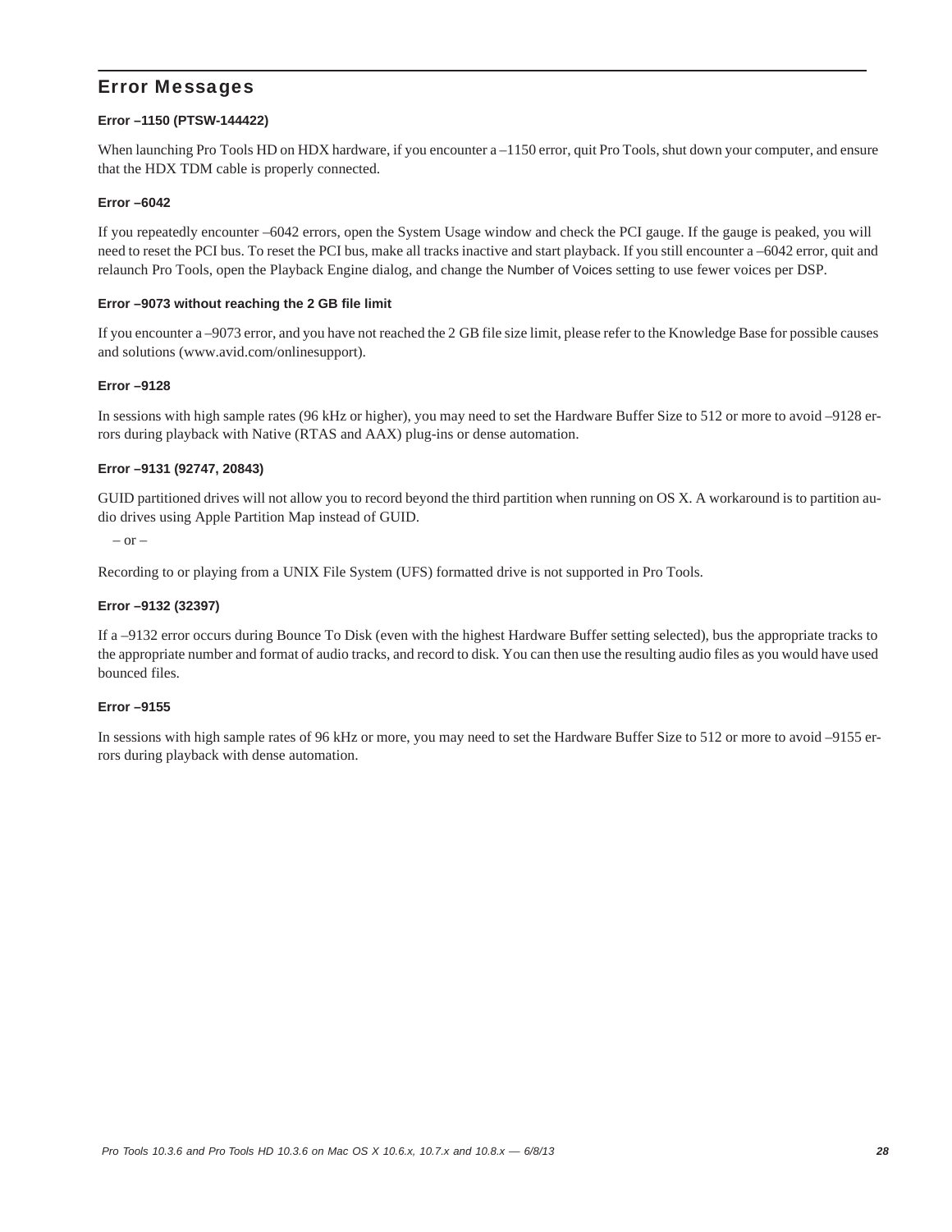## Error Messages

### Error –1150 (PTSW-144422)

When launching Pro Tools HD on HDX hardware, if you encounter a –1150 error, quit Pro Tools, shut down your computer, and ensure that the HDX TDM cable is properly connected.

### Error –6042

If you repeatedly encounter –6042 errors, open the System Usage window and check the PCI gauge. If the gauge is peaked, you will need to reset the PCI bus. To reset the PCI bus, make all tracks inactive and start playback. If you still encounter a –6042 error, quit and relaunch Pro Tools, open the Playback Engine dialog, and change the Number of Voices setting to use fewer voices per DSP.

### Error –9073 without reaching the 2 GB file limit

If you encounter a –9073 error, and you have not reached the 2 GB file size limit, please refer to the Knowledge Base for possible causes and solutions (www.avid.com/onlinesupport).

### Error –9128

In sessions with high sample rates (96 kHz or higher), you may need to set the Hardware Buffer Size to 512 or more to avoid –9128 errors during playback with Native (RTAS and AAX) plug-ins or dense automation.

### Error –9131 (92747, 20843)

GUID partitioned drives will not allow you to record beyond the third partition when running on OS X. A workaround is to partition audio drives using Apple Partition Map instead of GUID.

– or –

Recording to or playing from a UNIX File System (UFS) formatted drive is not supported in Pro Tools.

### Error –9132 (32397)

If a –9132 error occurs during Bounce To Disk (even with the highest Hardware Buffer setting selected), bus the appropriate tracks to the appropriate number and format of audio tracks, and record to disk. You can then use the resulting audio files as you would have used bounced files.

### Error –9155

In sessions with high sample rates of 96 kHz or more, you may need to set the Hardware Buffer Size to 512 or more to avoid –9155 errors during playback with dense automation.